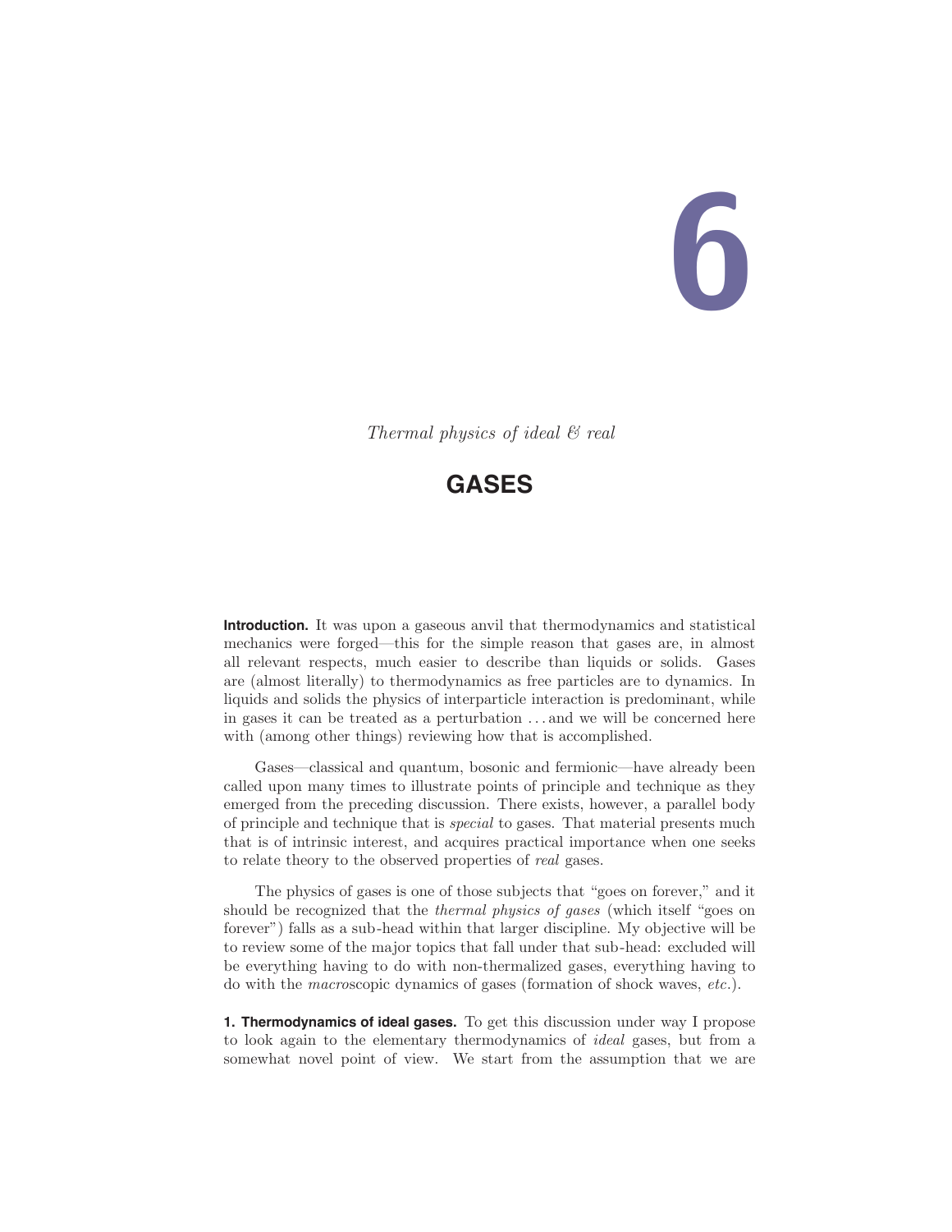# 6

*Thermal physics of ideal & real*

## GASES

**Introduction.** It was upon a gaseous anvil that thermodynamics and statistical mechanics were forged—this for the simple reason that gases are, in almost all relevant respects, much easier to describe than liquids or solids. Gases are (almost literally) to thermodynamics as free particles are to dynamics. In liquids and solids the physics of interparticle interaction is predominant, while in gases it can be treated as a perturbation . . . and we will be concerned here with (among other things) reviewing how that is accomplished.

Gases—classical and quantum, bosonic and fermionic—have already been called upon many times to illustrate points of principle and technique as they emerged from the preceding discussion. There exists, however, a parallel body of principle and technique that is *special* to gases. That material presents much that is of intrinsic interest, and acquires practical importance when one seeks to relate theory to the observed properties of *real* gases.

The physics of gases is one of those subjects that "goes on forever," and it should be recognized that the *thermal physics of gases* (which itself "goes on forever") falls as a sub-head within that larger discipline. My objective will be to review some of the major topics that fall under that sub-head: excluded will be everything having to do with non-thermalized gases, everything having to do with the *macro*scopic dynamics of gases (formation of shock waves, *etc.*).

**1. Thermodynamics of ideal gases.** To get this discussion under way I propose to look again to the elementary thermodynamics of *ideal* gases, but from a somewhat novel point of view. We start from the assumption that we are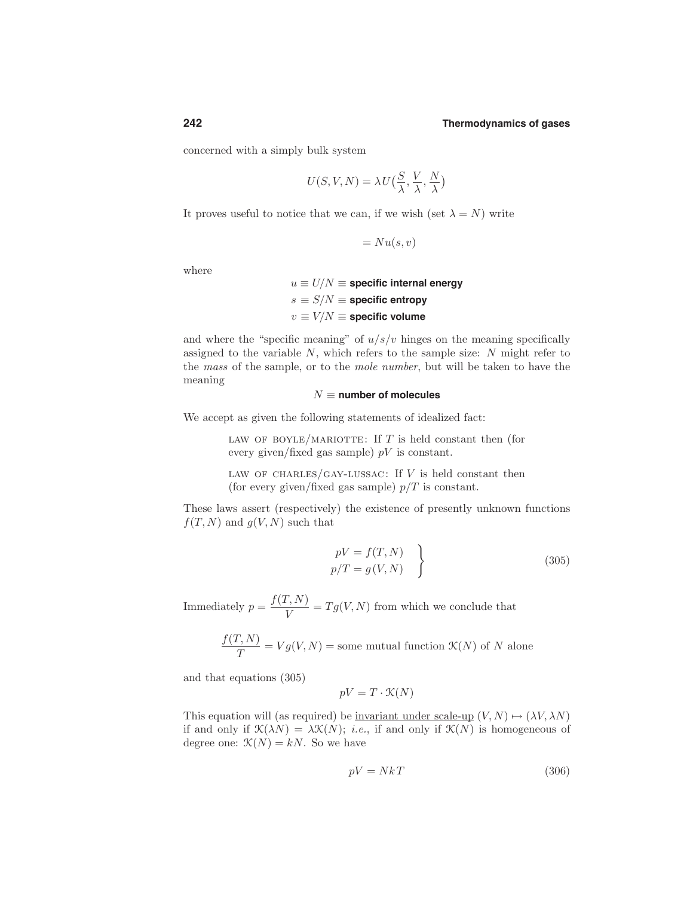concerned with a simply bulk system

$$U(S,V,N) = \lambda U\big(\frac{S}{\lambda}, \frac{V}{\lambda}, \frac{N}{\lambda}\big)$$

It proves useful to notice that we can, if we wish (set $\lambda = N$) write

$$= Nu(s,v)$$

where

$$u \equiv U/N \equiv \textbf{specific internal energy}$$
$$s \equiv S/N \equiv \textbf{specific entropy}$$
$$v \equiv V/N \equiv \textbf{specific volume}$$

and where the "specific meaning" of $u/s/v$ hinges on the meaning specifically assigned to the variable $N$, which refers to the sample size: $N$ might refer to the *mass* of the sample, or to the *mole number*, but will be taken to have the meaning

$$N \equiv \textbf{number of molecules}$$

We accept as given the following statements of idealized fact:

> LAW OF BOYLE/MARIOTTE: If $T$ is held constant then (for every given/fixed gas sample) $pV$ is constant.

> LAW OF CHARLES/GAY-LUSSAC: If $V$ is held constant then (for every given/fixed gas sample) $p/T$ is constant.

These laws assert (respectively) the existence of presently unknown functions $f(T,N)$ and $g(V,N)$ such that

$$\left.\begin{aligned} pV &= f(T,N) \\ p/T &= g(V,N) \end{aligned}\right\} \tag{305}$$

Immediately $p = \dfrac{f(T,N)}{V} = Tg(V,N)$ from which we conclude that

$$\frac{f(T,N)}{T} = Vg(V,N) = \text{some mutual function } \mathcal{K}(N) \text{ of } N \text{ alone}$$

and that equations (305)

$$pV = T \cdot \mathcal{K}(N)$$

This equation will (as required) be <u>invariant under scale-up</u> $(V,N) \mapsto (\lambda V, \lambda N)$ if and only if $\mathcal{K}(\lambda N) = \lambda \mathcal{K}(N)$; *i.e.*, if and only if $\mathcal{K}(N)$ is homogeneous of degree one: $\mathcal{K}(N) = kN$. So we have

$$pV = NkT \tag{306}$$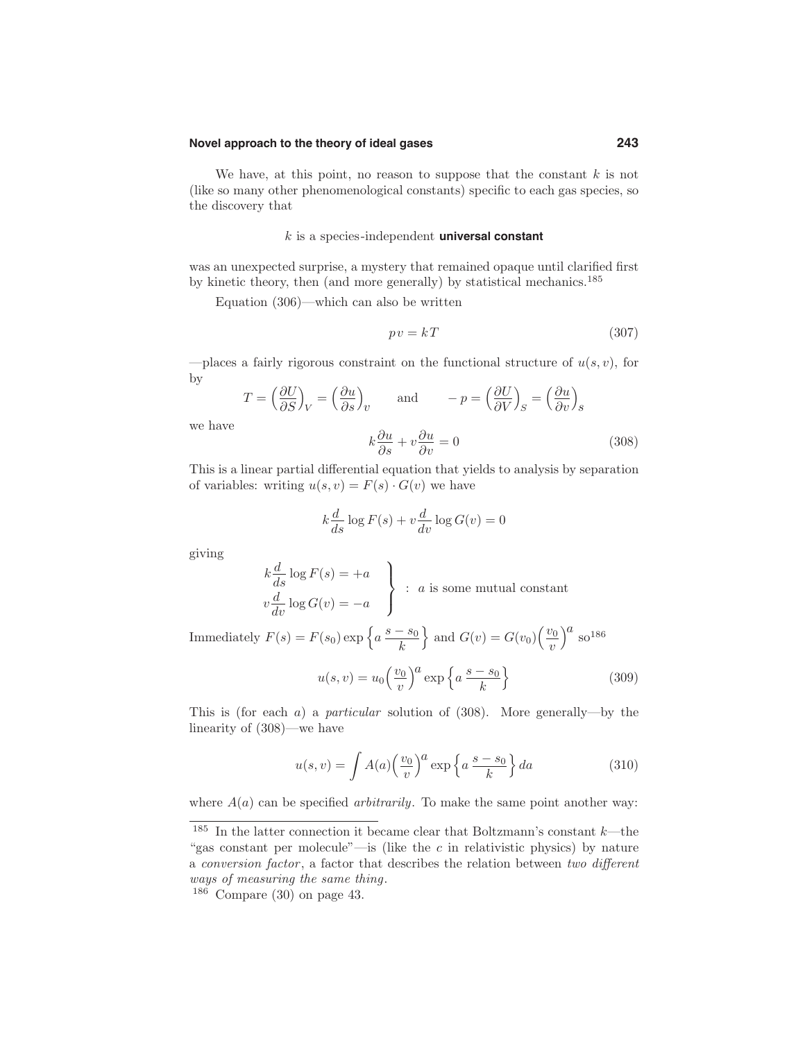We have, at this point, no reason to suppose that the constant $k$ is not (like so many other phenomenological constants) specific to each gas species, so the discovery that

$k$ is a species-independent **universal constant**

was an unexpected surprise, a mystery that remained opaque until clarified first by kinetic theory, then (and more generally) by statistical mechanics.[185]

Equation (306)—which can also be written

$$pv = kT \tag{307}$$

—places a fairly rigorous constraint on the functional structure of $u(s,v)$, for by

$$T = \Big(\frac{\partial U}{\partial S}\Big)_V = \Big(\frac{\partial u}{\partial s}\Big)_v \qquad \text{and} \qquad -p = \Big(\frac{\partial U}{\partial V}\Big)_S = \Big(\frac{\partial u}{\partial v}\Big)_s$$

we have

$$k\frac{\partial u}{\partial s} + v\frac{\partial u}{\partial v} = 0 \tag{308}$$

This is a linear partial differential equation that yields to analysis by separation of variables: writing $u(s,v) = F(s)\cdot G(v)$ we have

$$k\frac{d}{ds}\log F(s) + v\frac{d}{dv}\log G(v) = 0$$

giving

$$\left.\begin{aligned} k\frac{d}{ds}\log F(s) &= +a \\ v\frac{d}{dv}\log G(v) &= -a \end{aligned}\right\} \;:\; a \text{ is some mutual constant}$$

Immediately $F(s) = F(s_0)\exp\Big\{a\,\dfrac{s-s_0}{k}\Big\}$ and $G(v) = G(v_0)\Big(\dfrac{v_0}{v}\Big)^a$ so[186]

$$u(s,v) = u_0\Big(\frac{v_0}{v}\Big)^a \exp\Big\{a\,\frac{s-s_0}{k}\Big\} \tag{309}$$

This is (for each $a$) a *particular* solution of (308). More generally—by the linearity of (308)—we have

$$u(s,v) = \int A(a)\Big(\frac{v_0}{v}\Big)^a \exp\Big\{a\,\frac{s-s_0}{k}\Big\}\,da \tag{310}$$

where $A(a)$ can be specified *arbitrarily*. To make the same point another way:

---

[185] In the latter connection it became clear that Boltzmann's constant $k$—the "gas constant per molecule"—is (like the $c$ in relativistic physics) by nature a *conversion factor*, a factor that describes the relation between *two different ways of measuring the same thing*.

[186] Compare (30) on page 43.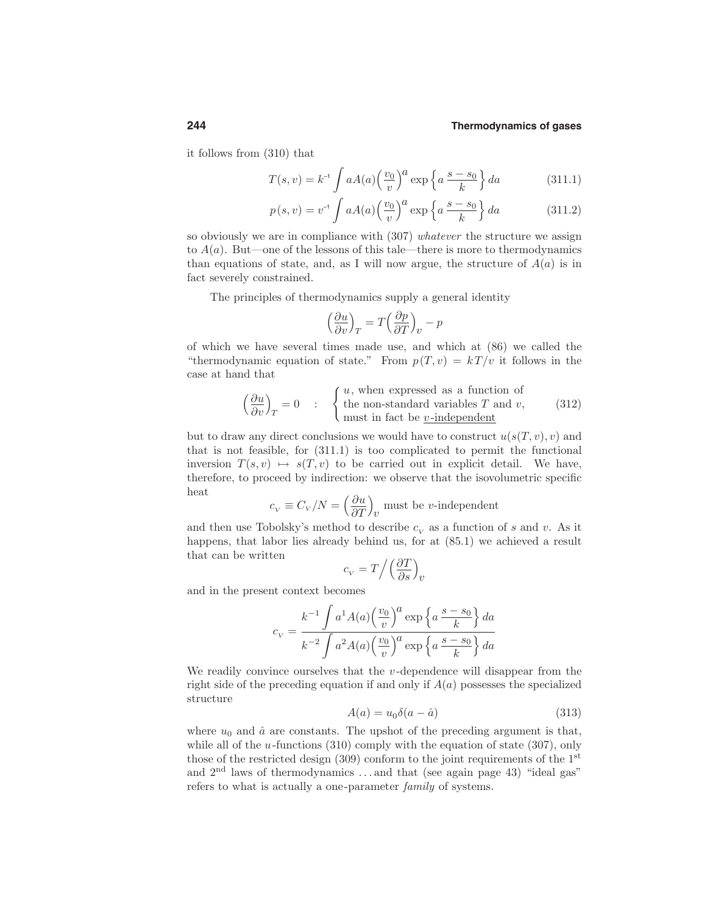it follows from (310) that

$$T(s,v) = k^{-1} \int aA(a)\Big(\frac{v_0}{v}\Big)^a \exp\Big\{a\,\frac{s-s_0}{k}\Big\}\,da \tag{311.1}$$

$$p(s,v) = v^{-1} \int aA(a)\Big(\frac{v_0}{v}\Big)^a \exp\Big\{a\,\frac{s-s_0}{k}\Big\}\,da \tag{311.2}$$

so obviously we are in compliance with (307) *whatever* the structure we assign to $A(a)$. But—one of the lessons of this tale—there is more to thermodynamics than equations of state, and, as I will now argue, the structure of $A(a)$ is in fact severely constrained.

The principles of thermodynamics supply a general identity

$$\Big(\frac{\partial u}{\partial v}\Big)_T = T\Big(\frac{\partial p}{\partial T}\Big)_v - p$$

of which we have several times made use, and which at (86) we called the "thermodynamic equation of state." From $p(T,v) = kT/v$ it follows in the case at hand that

$$\Big(\frac{\partial u}{\partial v}\Big)_T = 0 \quad : \quad \begin{cases} u\text{, when expressed as a function of} \\ \text{the non-standard variables } T \text{ and } v\text{,} \\ \text{must in fact be } \underline{v\text{-independent}} \end{cases} \tag{312}$$

but to draw any direct conclusions we would have to construct $u(s(T,v),v)$ and that is not feasible, for (311.1) is too complicated to permit the functional inversion $T(s,v) \mapsto s(T,v)$ to be carried out in explicit detail. We have, therefore, to proceed by indirection: we observe that the isovolumetric specific heat

$$c_V \equiv C_V/N = \Big(\frac{\partial u}{\partial T}\Big)_v \text{ must be } v\text{-independent}$$

and then use Tobolsky's method to describe $c_V$ as a function of $s$ and $v$. As it happens, that labor lies already behind us, for at (85.1) we achieved a result that can be written

$$c_V = T\Big/\Big(\frac{\partial T}{\partial s}\Big)_v$$

and in the present context becomes

$$c_V = \frac{k^{-1}\displaystyle\int a^1 A(a)\Big(\frac{v_0}{v}\Big)^a \exp\Big\{a\,\frac{s-s_0}{k}\Big\}\,da}{k^{-2}\displaystyle\int a^2 A(a)\Big(\frac{v_0}{v}\Big)^a \exp\Big\{a\,\frac{s-s_0}{k}\Big\}\,da}$$

We readily convince ourselves that the $v$-dependence will disappear from the right side of the preceding equation if and only if $A(a)$ possesses the specialized structure

$$A(a) = u_0\delta(a-\hat{a}) \tag{313}$$

where $u_0$ and $\hat{a}$ are constants. The upshot of the preceding argument is that, while all of the $u$-functions (310) comply with the equation of state (307), only those of the restricted design (309) conform to the joint requirements of the 1st and 2nd laws of thermodynamics ...and that (see again page 43) "ideal gas" refers to what is actually a one-parameter *family* of systems.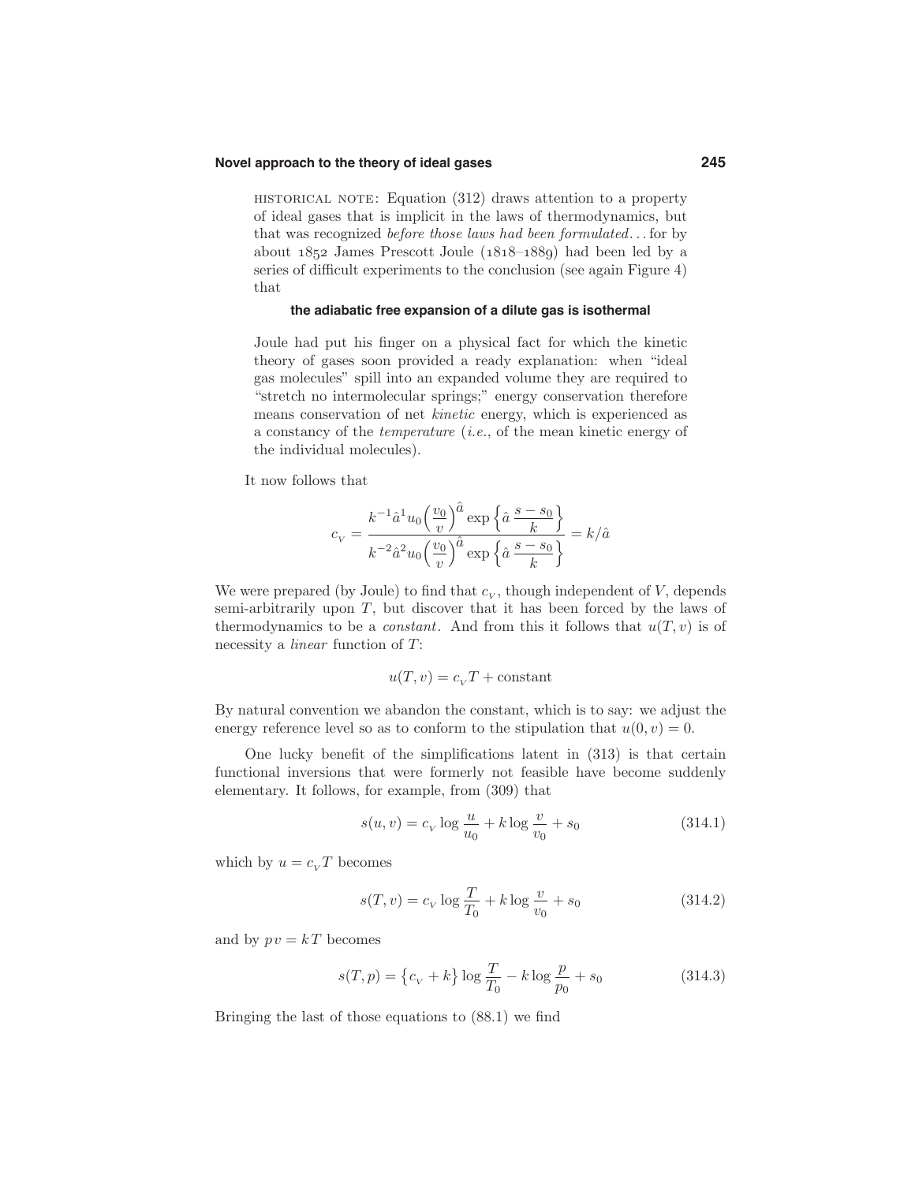HISTORICAL NOTE: Equation (312) draws attention to a property of ideal gases that is implicit in the laws of thermodynamics, but that was recognized *before those laws had been formulated*... for by about 1852 James Prescott Joule (1818–1889) had been led by a series of difficult experiments to the conclusion (see again Figure 4) that

**the adiabatic free expansion of a dilute gas is isothermal**

Joule had put his finger on a physical fact for which the kinetic theory of gases soon provided a ready explanation: when "ideal gas molecules" spill into an expanded volume they are required to "stretch no intermolecular springs;" energy conservation therefore means conservation of net *kinetic* energy, which is experienced as a constancy of the *temperature* (*i.e.*, of the mean kinetic energy of the individual molecules).

It now follows that

$$c_V = \frac{k^{-1}\hat{a}^1 u_0\Big(\dfrac{v_0}{v}\Big)^{\hat{a}}\exp\Big\{\hat{a}\,\dfrac{s-s_0}{k}\Big\}}{k^{-2}\hat{a}^2 u_0\Big(\dfrac{v_0}{v}\Big)^{\hat{a}}\exp\Big\{\hat{a}\,\dfrac{s-s_0}{k}\Big\}} = k/\hat{a}$$

We were prepared (by Joule) to find that $c_V$, though independent of $V$, depends semi-arbitrarily upon $T$, but discover that it has been forced by the laws of thermodynamics to be a *constant*. And from this it follows that $u(T,v)$ is of necessity a *linear* function of $T$:

$$u(T,v) = c_V T + \text{constant}$$

By natural convention we abandon the constant, which is to say: we adjust the energy reference level so as to conform to the stipulation that $u(0,v) = 0$.

One lucky benefit of the simplifications latent in (313) is that certain functional inversions that were formerly not feasible have become suddenly elementary. It follows, for example, from (309) that

$$s(u,v) = c_V \log\frac{u}{u_0} + k\log\frac{v}{v_0} + s_0 \tag{314.1}$$

which by $u = c_V T$ becomes

$$s(T,v) = c_V \log\frac{T}{T_0} + k\log\frac{v}{v_0} + s_0 \tag{314.2}$$

and by $pv = kT$ becomes

$$s(T,p) = \big\{c_V + k\big\}\log\frac{T}{T_0} - k\log\frac{p}{p_0} + s_0 \tag{314.3}$$

Bringing the last of those equations to (88.1) we find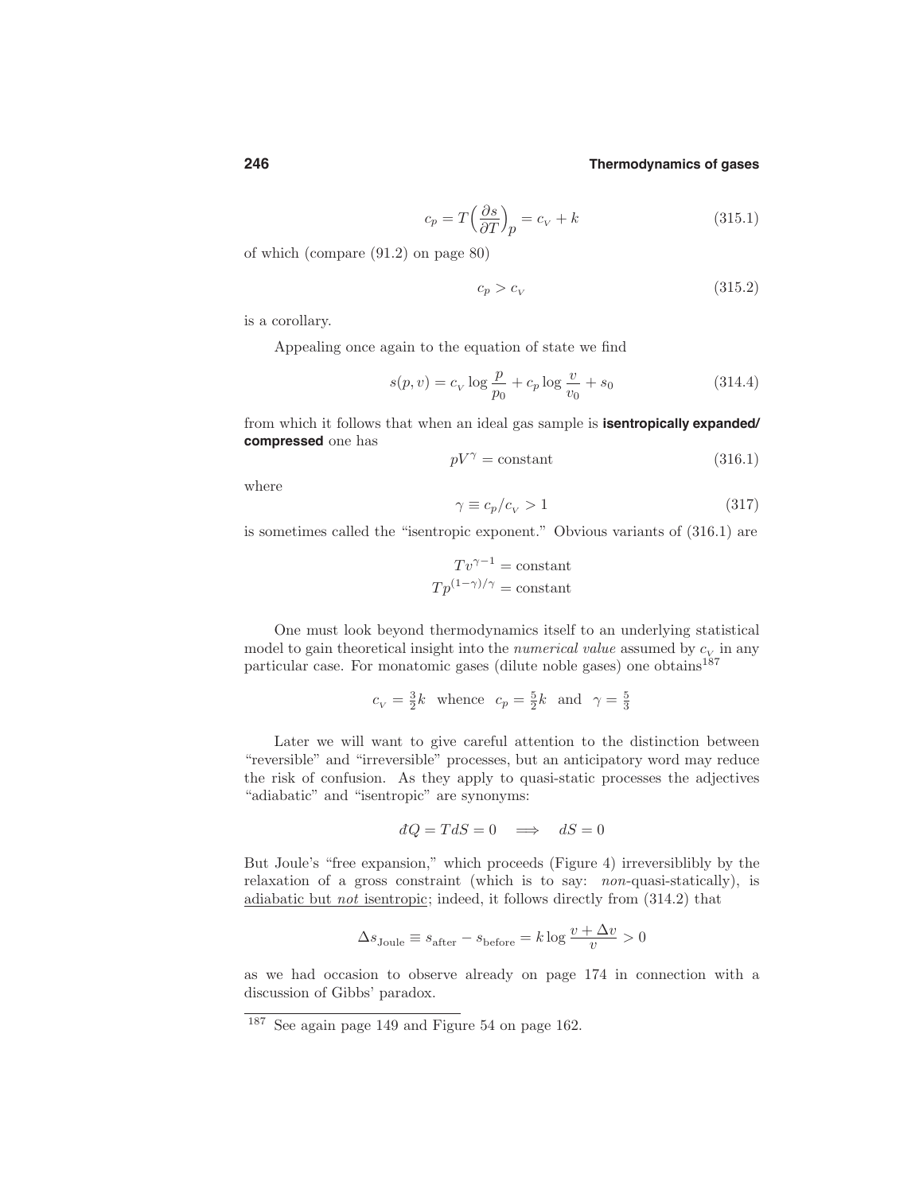$$c_p = T\Big(\frac{\partial s}{\partial T}\Big)_p = c_V + k \tag{315.1}$$

of which (compare (91.2) on page 80)

$$c_p > c_V \tag{315.2}$$

is a corollary.

Appealing once again to the equation of state we find

$$s(p,v) = c_V \log\frac{p}{p_0} + c_p \log\frac{v}{v_0} + s_0 \tag{314.4}$$

from which it follows that when an ideal gas sample is **isentropically expanded/compressed** one has

$$pV^\gamma = \text{constant} \tag{316.1}$$

where

$$\gamma \equiv c_p/c_V > 1 \tag{317}$$

is sometimes called the "isentropic exponent." Obvious variants of (316.1) are

$$\begin{aligned} Tv^{\gamma-1} &= \text{constant} \\ Tp^{(1-\gamma)/\gamma} &= \text{constant} \end{aligned}$$

One must look beyond thermodynamics itself to an underlying statistical model to gain theoretical insight into the *numerical value* assumed by $c_V$ in any particular case. For monatomic gases (dilute noble gases) one obtains[187]

$$c_V = \tfrac{3}{2}k \quad \text{whence} \quad c_p = \tfrac{5}{2}k \quad \text{and} \quad \gamma = \tfrac{5}{3}$$

Later we will want to give careful attention to the distinction between "reversible" and "irreversible" processes, but an anticipatory word may reduce the risk of confusion. As they apply to quasi-static processes the adjectives "adiabatic" and "isentropic" are synonyms:

$$đQ = TdS = 0 \quad \Longrightarrow \quad dS = 0$$

But Joule's "free expansion," which proceeds (Figure 4) irreversiblibly by the relaxation of a gross constraint (which is to say: *non*-quasi-statically), is adiabatic but *not* isentropic; indeed, it follows directly from (314.2) that

$$\Delta s_{\text{Joule}} \equiv s_{\text{after}} - s_{\text{before}} = k\log\frac{v+\Delta v}{v} > 0$$

as we had occasion to observe already on page 174 in connection with a discussion of Gibbs' paradox.

[187] See again page 149 and Figure 54 on page 162.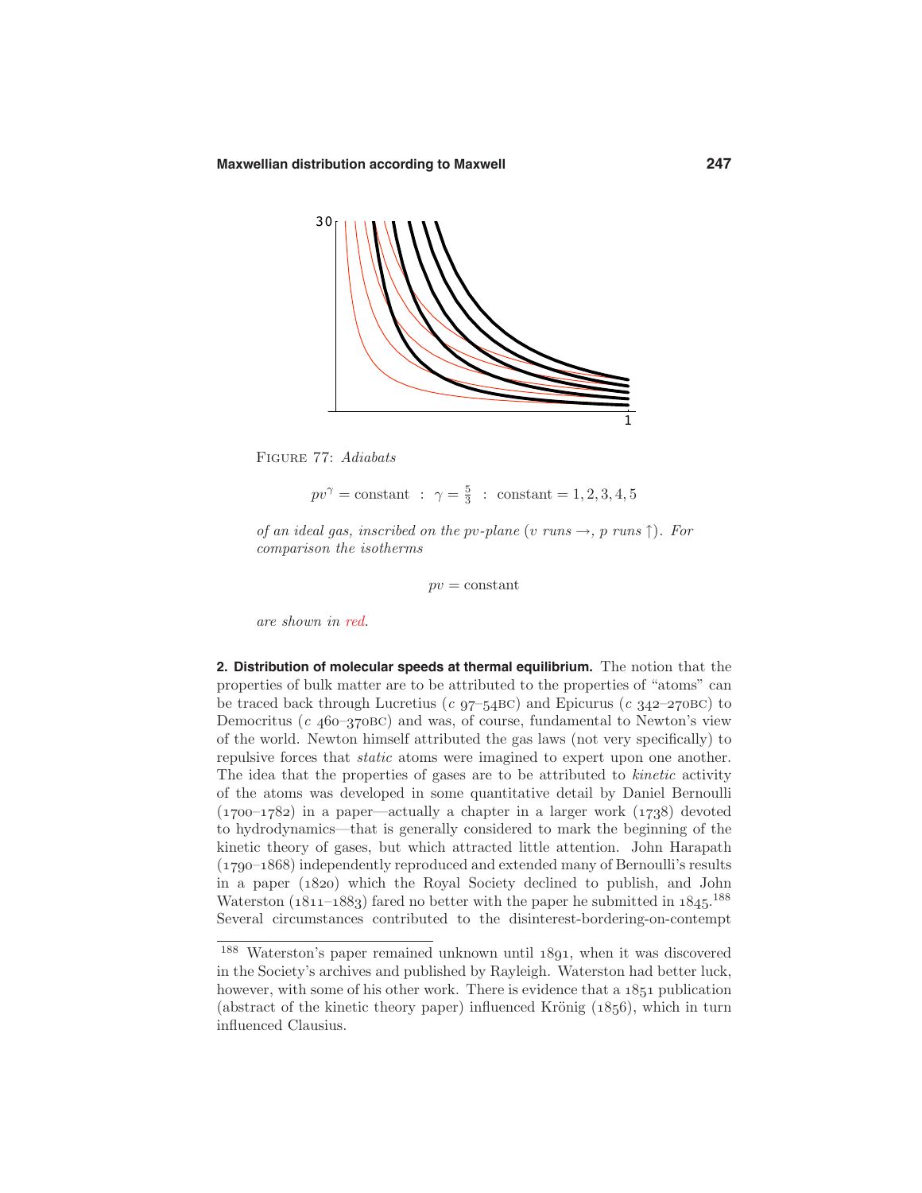FIGURE 77: *Adiabats*

$$pv^{\gamma} = \text{constant} \;:\; \gamma = \tfrac{5}{3} \;:\; \text{constant} = 1, 2, 3, 4, 5$$

*of an ideal gas, inscribed on the pv-plane (v runs →, p runs ↑). For comparison the isotherms*

$$pv = \text{constant}$$

*are shown in red.*

**2. Distribution of molecular speeds at thermal equilibrium.** The notion that the properties of bulk matter are to be attributed to the properties of "atoms" can be traced back through Lucretius (*c* 97–54BC) and Epicurus (*c* 342–270BC) to Democritus (*c* 460–370BC) and was, of course, fundamental to Newton's view of the world. Newton himself attributed the gas laws (not very specifically) to repulsive forces that *static* atoms were imagined to expert upon one another. The idea that the properties of gases are to be attributed to *kinetic* activity of the atoms was developed in some quantitative detail by Daniel Bernoulli (1700–1782) in a paper—actually a chapter in a larger work (1738) devoted to hydrodynamics—that is generally considered to mark the beginning of the kinetic theory of gases, but which attracted little attention. John Harapath (1790–1868) independently reproduced and extended many of Bernoulli's results in a paper (1820) which the Royal Society declined to publish, and John Waterston (1811–1883) fared no better with the paper he submitted in 1845.[188] Several circumstances contributed to the disinterest-bordering-on-contempt

[188] Waterston's paper remained unknown until 1891, when it was discovered in the Society's archives and published by Rayleigh. Waterston had better luck, however, with some of his other work. There is evidence that a 1851 publication (abstract of the kinetic theory paper) influenced Krönig (1856), which in turn influenced Clausius.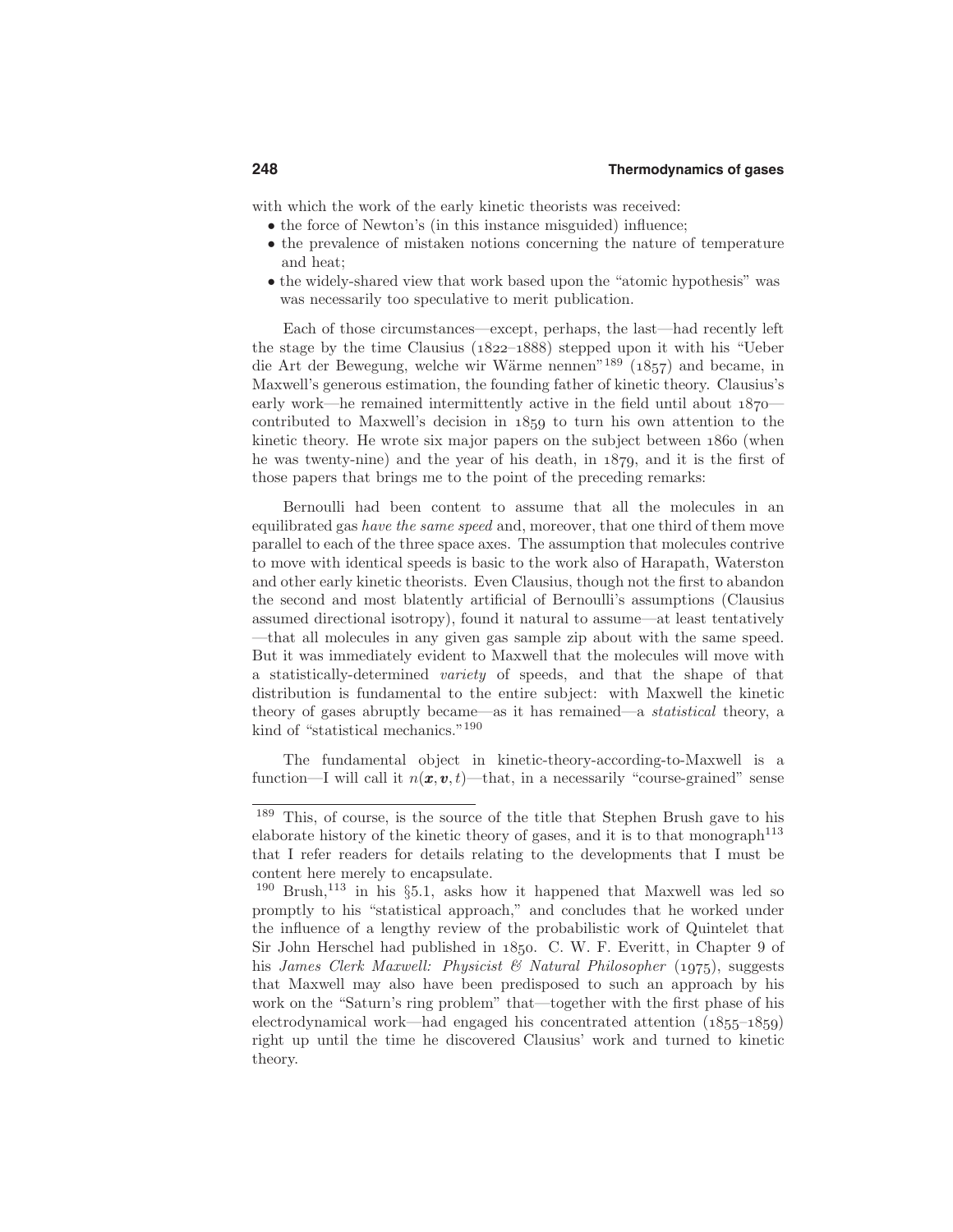with which the work of the early kinetic theorists was received:

- the force of Newton's (in this instance misguided) influence;
- the prevalence of mistaken notions concerning the nature of temperature and heat;
- the widely-shared view that work based upon the "atomic hypothesis" was was necessarily too speculative to merit publication.

Each of those circumstances—except, perhaps, the last—had recently left the stage by the time Clausius (1822–1888) stepped upon it with his "Ueber die Art der Bewegung, welche wir Wärme nennen"[189] (1857) and became, in Maxwell's generous estimation, the founding father of kinetic theory. Clausius's early work—he remained intermittently active in the field until about 1870—contributed to Maxwell's decision in 1859 to turn his own attention to the kinetic theory. He wrote six major papers on the subject between 1860 (when he was twenty-nine) and the year of his death, in 1879, and it is the first of those papers that brings me to the point of the preceding remarks:

Bernoulli had been content to assume that all the molecules in an equilibrated gas *have the same speed* and, moreover, that one third of them move parallel to each of the three space axes. The assumption that molecules contrive to move with identical speeds is basic to the work also of Harapath, Waterston and other early kinetic theorists. Even Clausius, though not the first to abandon the second and most blatently artificial of Bernoulli's assumptions (Clausius assumed directional isotropy), found it natural to assume—at least tentatively—that all molecules in any given gas sample zip about with the same speed. But it was immediately evident to Maxwell that the molecules will move with a statistically-determined *variety* of speeds, and that the shape of that distribution is fundamental to the entire subject: with Maxwell the kinetic theory of gases abruptly became—as it has remained—a *statistical* theory, a kind of "statistical mechanics."[190]

The fundamental object in kinetic-theory-according-to-Maxwell is a function—I will call it $n(\boldsymbol{x}, \boldsymbol{v}, t)$—that, in a necessarily "course-grained" sense

---

[189] This, of course, is the source of the title that Stephen Brush gave to his elaborate history of the kinetic theory of gases, and it is to that monograph[113] that I refer readers for details relating to the developments that I must be content here merely to encapsulate.

[190] Brush,[113] in his §5.1, asks how it happened that Maxwell was led so promptly to his "statistical approach," and concludes that he worked under the influence of a lengthy review of the probabilistic work of Quintelet that Sir John Herschel had published in 1850. C. W. F. Everitt, in Chapter 9 of his *James Clerk Maxwell: Physicist & Natural Philosopher* (1975), suggests that Maxwell may also have been predisposed to such an approach by his work on the "Saturn's ring problem" that—together with the first phase of his electrodynamical work—had engaged his concentrated attention (1855–1859) right up until the time he discovered Clausius' work and turned to kinetic theory.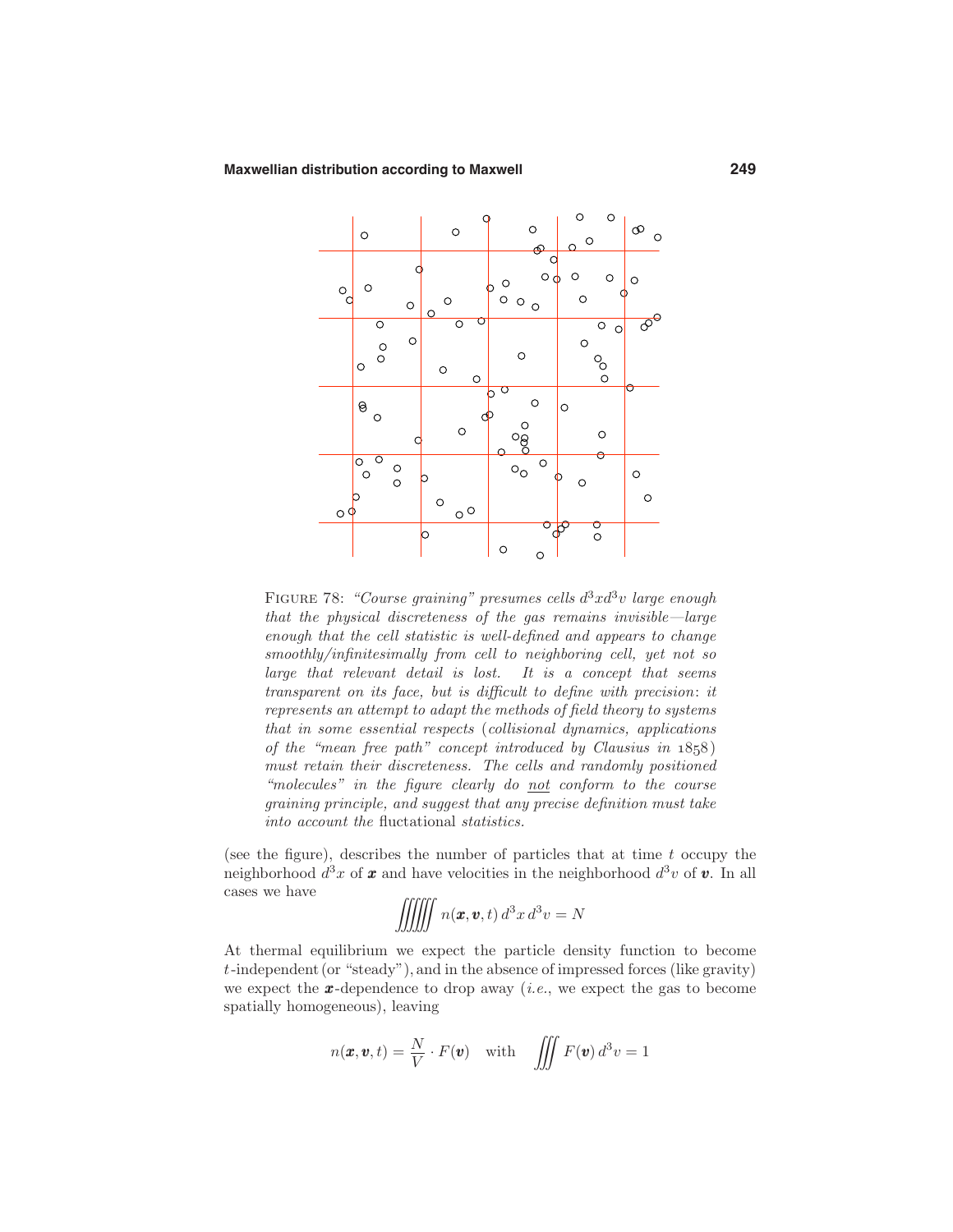FIGURE 78: *"Course graining" presumes cells $d^3x d^3v$ large enough that the physical discreteness of the gas remains invisible—large enough that the cell statistic is well-defined and appears to change smoothly/infinitesimally from cell to neighboring cell, yet not so large that relevant detail is lost. It is a concept that seems transparent on its face, but is difficult to define with precision: it represents an attempt to adapt the methods of field theory to systems that in some essential respects (collisional dynamics, applications of the "mean free path" concept introduced by Clausius in 1858) must retain their discreteness. The cells and randomly positioned "molecules" in the figure clearly do not conform to the course graining principle, and suggest that any precise definition must take into account the* fluctational *statistics.*

(see the figure), describes the number of particles that at time $t$ occupy the neighborhood $d^3x$ of $\boldsymbol{x}$ and have velocities in the neighborhood $d^3v$ of $\boldsymbol{v}$. In all cases we have

$$\iiiiiint n(\boldsymbol{x}, \boldsymbol{v}, t)\, d^3x\, d^3v = N$$

At thermal equilibrium we expect the particle density function to become $t$-independent (or "steady"), and in the absence of impressed forces (like gravity) we expect the $\boldsymbol{x}$-dependence to drop away (*i.e.*, we expect the gas to become spatially homogeneous), leaving

$$n(\boldsymbol{x}, \boldsymbol{v}, t) = \frac{N}{V} \cdot F(\boldsymbol{v}) \quad \text{with} \quad \iiint F(\boldsymbol{v})\, d^3v = 1$$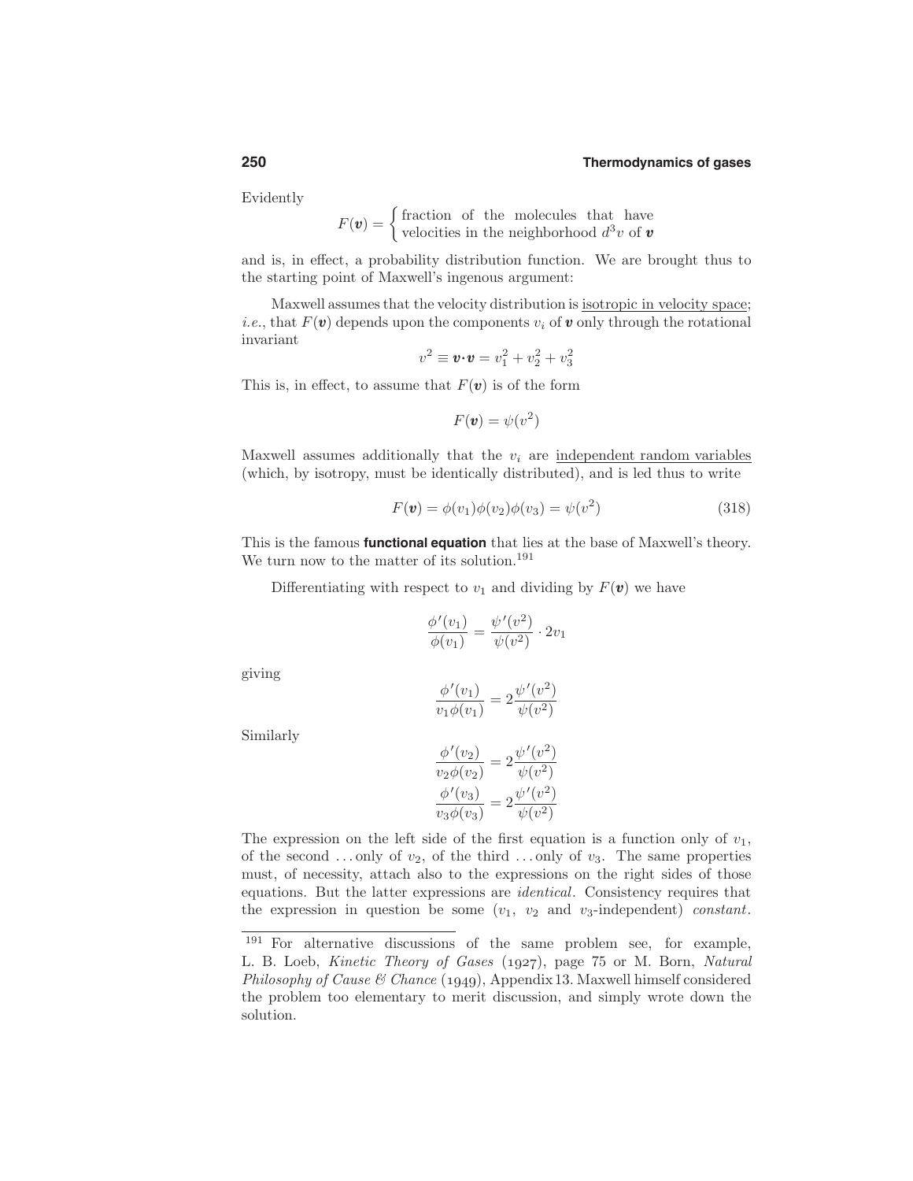Evidently

$$F(\boldsymbol{v}) = \begin{cases} \text{fraction of the molecules that have} \\ \text{velocities in the neighborhood } d^3v \text{ of } \boldsymbol{v} \end{cases}$$

and is, in effect, a probability distribution function. We are brought thus to the starting point of Maxwell's ingenous argument:

Maxwell assumes that the velocity distribution is isotropic in velocity space; *i.e.*, that $F(\boldsymbol{v})$ depends upon the components $v_i$ of $\boldsymbol{v}$ only through the rotational invariant

$$v^2 \equiv \boldsymbol{v}\cdot\boldsymbol{v} = v_1^2 + v_2^2 + v_3^2$$

This is, in effect, to assume that $F(\boldsymbol{v})$ is of the form

$$F(\boldsymbol{v}) = \psi(v^2)$$

Maxwell assumes additionally that the $v_i$ are independent random variables (which, by isotropy, must be identically distributed), and is led thus to write

$$F(\boldsymbol{v}) = \phi(v_1)\phi(v_2)\phi(v_3) = \psi(v^2) \tag{318}$$

This is the famous **functional equation** that lies at the base of Maxwell's theory. We turn now to the matter of its solution.[191]

Differentiating with respect to $v_1$ and dividing by $F(\boldsymbol{v})$ we have

$$\frac{\phi'(v_1)}{\phi(v_1)} = \frac{\psi'(v^2)}{\psi(v^2)} \cdot 2v_1$$

giving

$$\frac{\phi'(v_1)}{v_1\phi(v_1)} = 2\frac{\psi'(v^2)}{\psi(v^2)}$$

Similarly

$$\frac{\phi'(v_2)}{v_2\phi(v_2)} = 2\frac{\psi'(v^2)}{\psi(v^2)}$$
$$\frac{\phi'(v_3)}{v_3\phi(v_3)} = 2\frac{\psi'(v^2)}{\psi(v^2)}$$

The expression on the left side of the first equation is a function only of $v_1$, of the second ...only of $v_2$, of the third ...only of $v_3$. The same properties must, of necessity, attach also to the expressions on the right sides of those equations. But the latter expressions are *identical*. Consistency requires that the expression in question be some ($v_1$, $v_2$ and $v_3$-independent) *constant*.

---

[191] For alternative discussions of the same problem see, for example, L. B. Loeb, *Kinetic Theory of Gases* (1927), page 75 or M. Born, *Natural Philosophy of Cause & Chance* (1949), Appendix 13. Maxwell himself considered the problem too elementary to merit discussion, and simply wrote down the solution.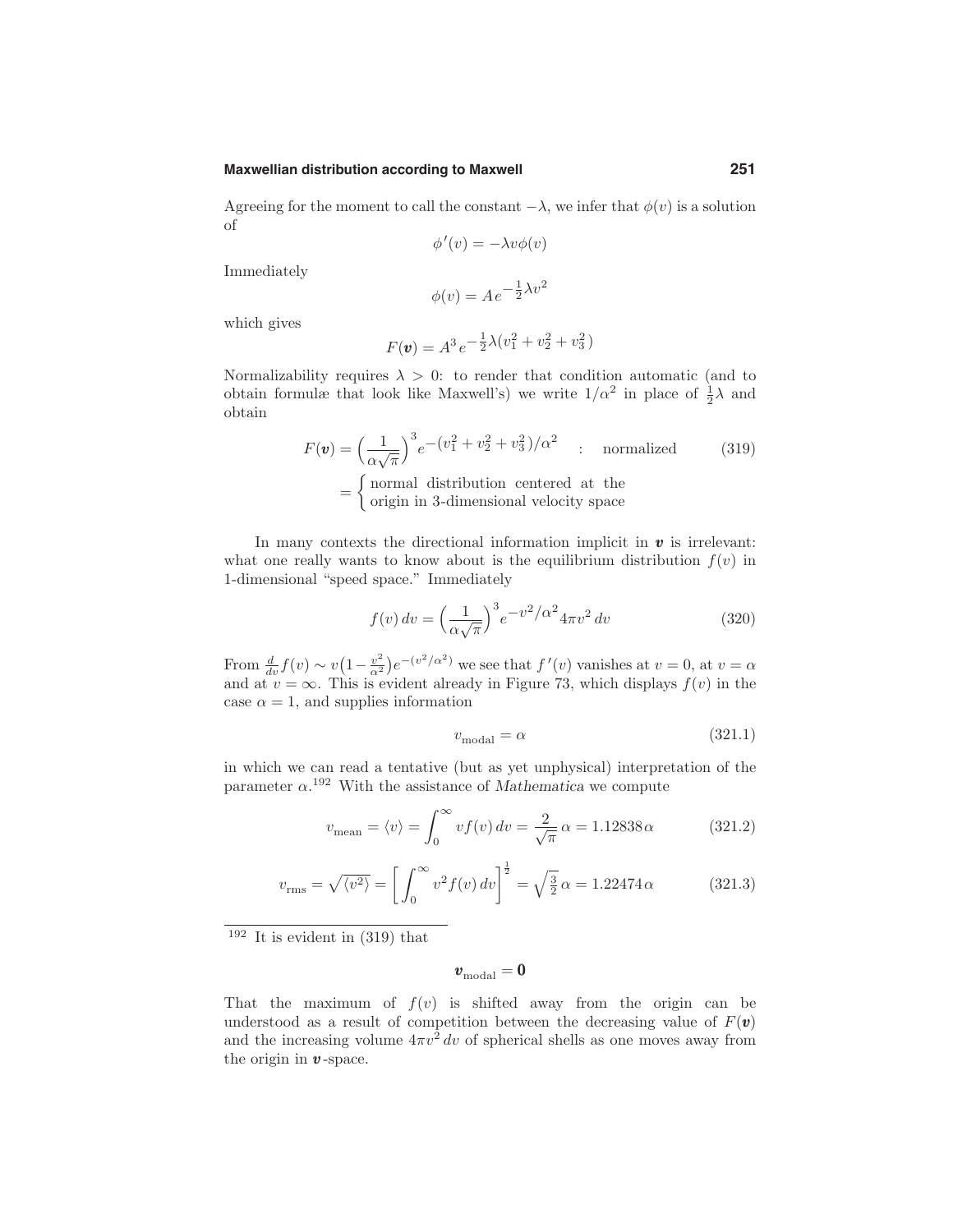Agreeing for the moment to call the constant $-\lambda$, we infer that $\phi(v)$ is a solution of

$$\phi'(v) = -\lambda v \phi(v)$$

Immediately

$$\phi(v) = A\,e^{-\frac{1}{2}\lambda v^2}$$

which gives

$$F(\boldsymbol{v}) = A^3\,e^{-\frac{1}{2}\lambda(v_1^2 + v_2^2 + v_3^2)}$$

Normalizability requires $\lambda > 0$: to render that condition automatic (and to obtain formulæ that look like Maxwell's) we write $1/\alpha^2$ in place of $\frac{1}{2}\lambda$ and obtain

$$\begin{aligned} F(\boldsymbol{v}) &= \Big(\frac{1}{\alpha\sqrt{\pi}}\Big)^3 e^{-(v_1^2+v_2^2+v_3^2)/\alpha^2} \quad : \quad \text{normalized} \qquad (319) \\ &= \begin{cases} \text{normal distribution centered at the} \\ \text{origin in 3-dimensional velocity space} \end{cases} \end{aligned}$$

In many contexts the directional information implicit in $\boldsymbol{v}$ is irrelevant: what one really wants to know about is the equilibrium distribution $f(v)$ in 1-dimensional "speed space." Immediately

$$f(v)\,dv = \Big(\frac{1}{\alpha\sqrt{\pi}}\Big)^3 e^{-v^2/\alpha^2} 4\pi v^2\,dv \tag{320}$$

From $\frac{d}{dv}f(v) \sim v\big(1-\frac{v^2}{\alpha^2}\big)e^{-(v^2/\alpha^2)}$ we see that $f'(v)$ vanishes at $v = 0$, at $v = \alpha$ and at $v = \infty$. This is evident already in Figure 73, which displays $f(v)$ in the case $\alpha = 1$, and supplies information

$$v_{\text{modal}} = \alpha \tag{321.1}$$

in which we can read a tentative (but as yet unphysical) interpretation of the parameter $\alpha$.[192] With the assistance of *Mathematica* we compute

$$v_{\text{mean}} = \langle v \rangle = \int_0^\infty v f(v)\,dv = \frac{2}{\sqrt{\pi}}\,\alpha = 1.12838\,\alpha \tag{321.2}$$

$$v_{\text{rms}} = \sqrt{\langle v^2 \rangle} = \Big[\int_0^\infty v^2 f(v)\,dv\Big]^{\frac{1}{2}} = \sqrt{\tfrac{3}{2}}\,\alpha = 1.22474\,\alpha \tag{321.3}$$

---

[192] It is evident in (319) that

$$\boldsymbol{v}_{\text{modal}} = \mathbf{0}$$

That the maximum of $f(v)$ is shifted away from the origin can be understood as a result of competition between the decreasing value of $F(\boldsymbol{v})$ and the increasing volume $4\pi v^2\,dv$ of spherical shells as one moves away from the origin in $\boldsymbol{v}$-space.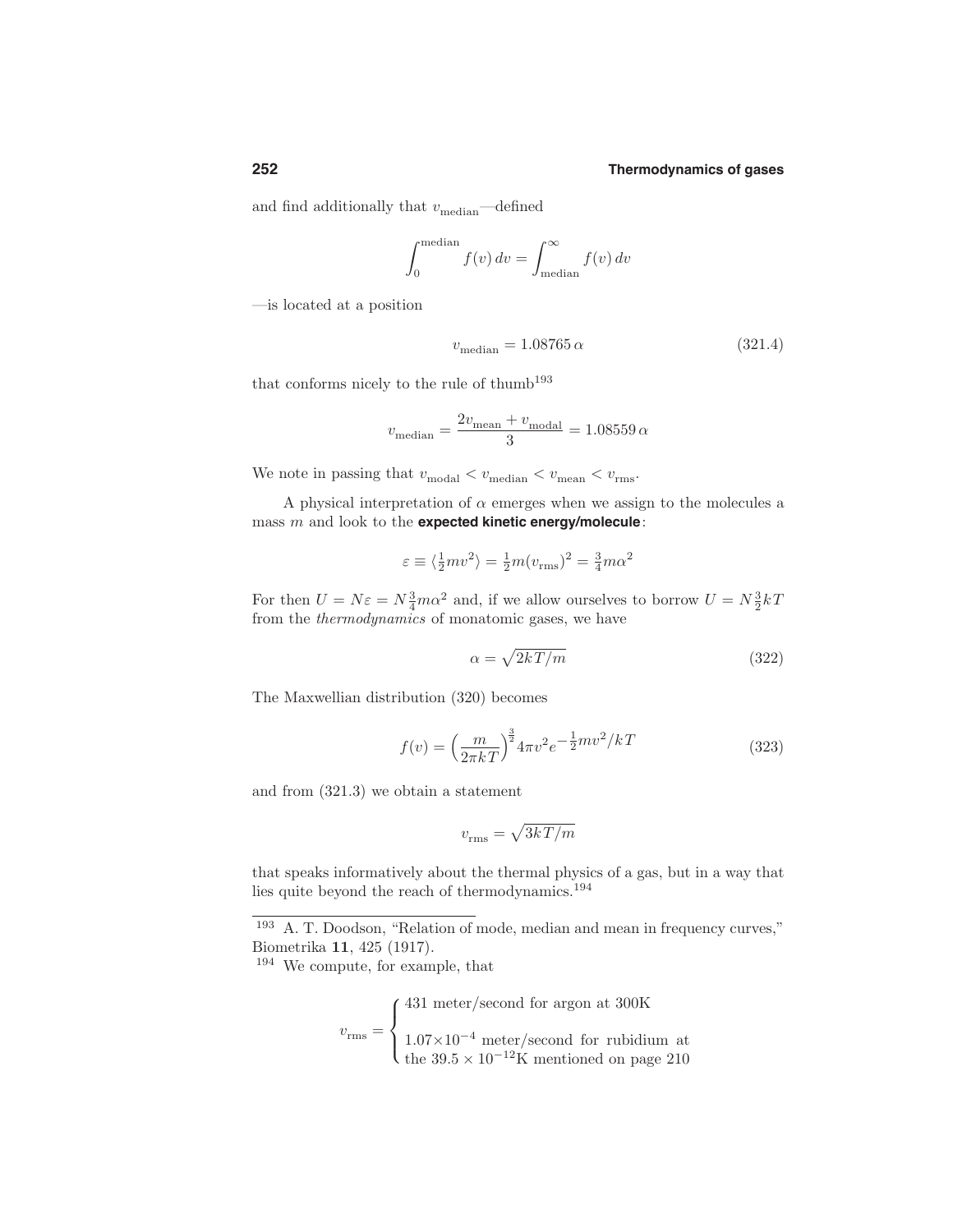and find additionally that $v_{\text{median}}$—defined

$$\int_0^{\text{median}} f(v)\,dv = \int_{\text{median}}^{\infty} f(v)\,dv$$

—is located at a position

$$v_{\text{median}} = 1.08765\,\alpha \tag{321.4}$$

that conforms nicely to the rule of thumb[193]

$$v_{\text{median}} = \frac{2v_{\text{mean}} + v_{\text{modal}}}{3} = 1.08559\,\alpha$$

We note in passing that $v_{\text{modal}} < v_{\text{median}} < v_{\text{mean}} < v_{\text{rms}}$.

A physical interpretation of $\alpha$ emerges when we assign to the molecules a mass $m$ and look to the **expected kinetic energy/molecule**:

$$\varepsilon \equiv \langle \tfrac{1}{2}mv^2 \rangle = \tfrac{1}{2}m(v_{\text{rms}})^2 = \tfrac{3}{4}m\alpha^2$$

For then $U = N\varepsilon = N\frac{3}{4}m\alpha^2$ and, if we allow ourselves to borrow $U = N\frac{3}{2}kT$ from the *thermodynamics* of monatomic gases, we have

$$\alpha = \sqrt{2kT/m} \tag{322}$$

The Maxwellian distribution (320) becomes

$$f(v) = \Big(\frac{m}{2\pi kT}\Big)^{\frac{3}{2}} 4\pi v^2 e^{-\frac{1}{2}mv^2/kT} \tag{323}$$

and from (321.3) we obtain a statement

$$v_{\text{rms}} = \sqrt{3kT/m}$$

that speaks informatively about the thermal physics of a gas, but in a way that lies quite beyond the reach of thermodynamics.[194]

---

[193] A. T. Doodson, "Relation of mode, median and mean in frequency curves," Biometrika **11**, 425 (1917).

[194] We compute, for example, that

$$v_{\text{rms}} = \begin{cases} 431 \text{ meter/second for argon at 300K} \\[6pt] 1.07{\times}10^{-4} \text{ meter/second for rubidium at} \\ \text{the } 39.5 \times 10^{-12}\text{K mentioned on page 210} \end{cases}$$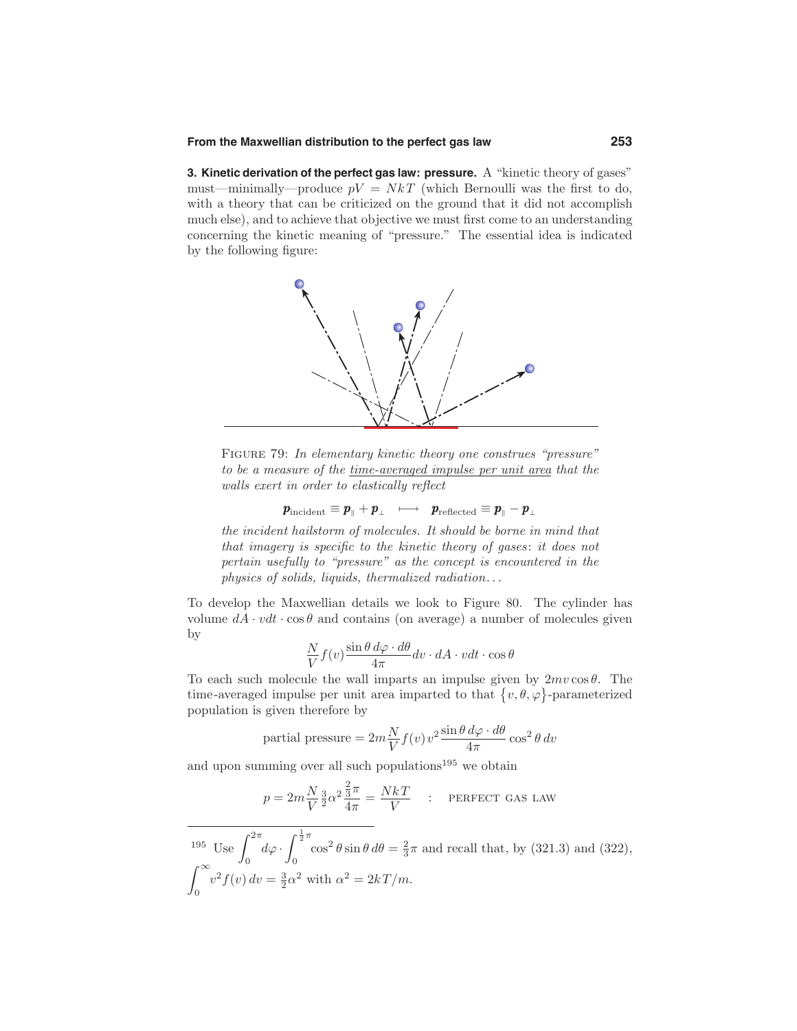**3. Kinetic derivation of the perfect gas law: pressure.** A "kinetic theory of gases" must—minimally—produce $pV = NkT$ (which Bernoulli was the first to do, with a theory that can be criticized on the ground that it did not accomplish much else), and to achieve that objective we must first come to an understanding concerning the kinetic meaning of "pressure." The essential idea is indicated by the following figure:

FIGURE 79: *In elementary kinetic theory one construes "pressure" to be a measure of the* <u>*time-averaged impulse per unit area*</u> *that the walls exert in order to elastically reflect*

$$\boldsymbol{p}_{\text{incident}} \equiv \boldsymbol{p}_{\parallel} + \boldsymbol{p}_{\perp} \quad \longmapsto \quad \boldsymbol{p}_{\text{reflected}} \equiv \boldsymbol{p}_{\parallel} - \boldsymbol{p}_{\perp}$$

*the incident hailstorm of molecules. It should be borne in mind that that imagery is specific to the kinetic theory of gases: it does not pertain usefully to "pressure" as the concept is encountered in the physics of solids, liquids, thermalized radiation...*

To develop the Maxwellian details we look to Figure 80. The cylinder has volume $dA \cdot vdt \cdot \cos\theta$ and contains (on average) a number of molecules given by

$$\frac{N}{V} f(v) \frac{\sin\theta \, d\varphi \cdot d\theta}{4\pi} dv \cdot dA \cdot vdt \cdot \cos\theta$$

To each such molecule the wall imparts an impulse given by $2mv\cos\theta$. The time-averaged impulse per unit area imparted to that $\{v, \theta, \varphi\}$-parameterized population is given therefore by

$$\text{partial pressure} = 2m\frac{N}{V} f(v)\, v^2 \frac{\sin\theta \, d\varphi \cdot d\theta}{4\pi} \cos^2\theta \, dv$$

and upon summing over all such populations[195] we obtain

$$p = 2m\frac{N}{V}\tfrac{3}{2}\alpha^2 \frac{\tfrac{2}{3}\pi}{4\pi} = \frac{NkT}{V} \quad : \quad \text{PERFECT GAS LAW}$$

---

[195] Use $\displaystyle\int_0^{2\pi} d\varphi \cdot \int_0^{\frac{1}{2}\pi} \cos^2\theta \sin\theta \, d\theta = \tfrac{2}{3}\pi$ and recall that, by (321.3) and (322), $\displaystyle\int_0^{\infty} v^2 f(v)\, dv = \tfrac{3}{2}\alpha^2$ with $\alpha^2 = 2kT/m$.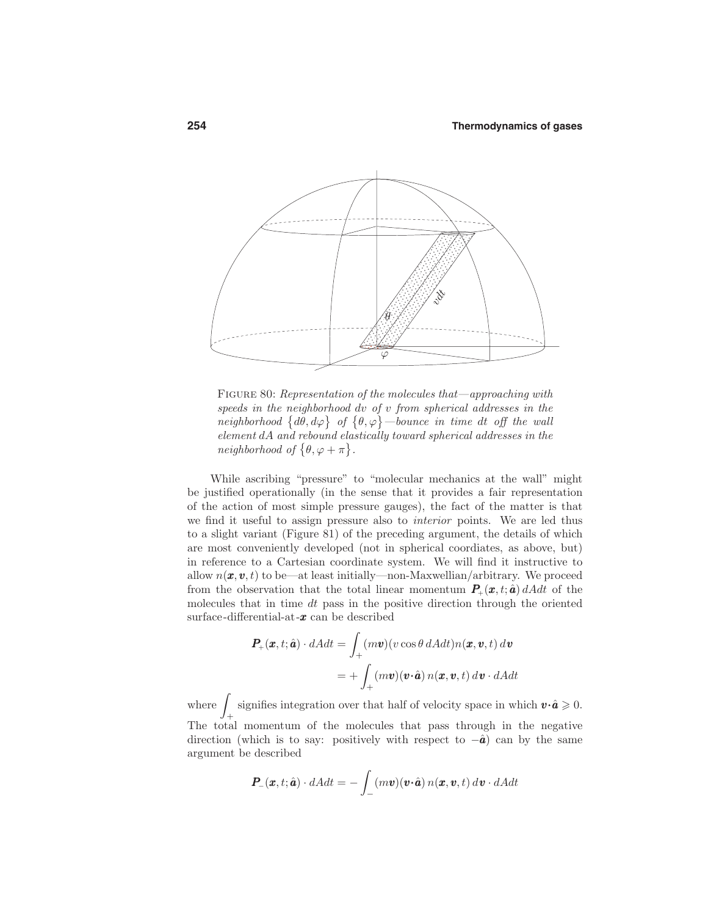FIGURE 80: *Representation of the molecules that—approaching with speeds in the neighborhood $dv$ of $v$ from spherical addresses in the neighborhood $\{d\theta, d\varphi\}$ of $\{\theta, \varphi\}$—bounce in time $dt$ off the wall element $dA$ and rebound elastically toward spherical addresses in the neighborhood of $\{\theta, \varphi + \pi\}$.*

While ascribing "pressure" to "molecular mechanics at the wall" might be justified operationally (in the sense that it provides a fair representation of the action of most simple pressure gauges), the fact of the matter is that we find it useful to assign pressure also to *interior* points. We are led thus to a slight variant (Figure 81) of the preceding argument, the details of which are most conveniently developed (not in spherical coordiates, as above, but) in reference to a Cartesian coordinate system. We will find it instructive to allow $n(\boldsymbol{x}, \boldsymbol{v}, t)$ to be—at least initially—non-Maxwellian/arbitrary. We proceed from the observation that the total linear momentum $\boldsymbol{P}_+(\boldsymbol{x}, t; \hat{\boldsymbol{a}})\, dAdt$ of the molecules that in time $dt$ pass in the positive direction through the oriented surface-differential-at-$\boldsymbol{x}$ can be described

$$
\begin{aligned}
\boldsymbol{P}_+(\boldsymbol{x}, t; \hat{\boldsymbol{a}}) \cdot dAdt &= \int_+ (m\boldsymbol{v})(v \cos\theta \, dAdt) n(\boldsymbol{x}, \boldsymbol{v}, t)\, d\boldsymbol{v} \\
&= + \int_+ (m\boldsymbol{v})(\boldsymbol{v} \cdot \hat{\boldsymbol{a}})\, n(\boldsymbol{x}, \boldsymbol{v}, t)\, d\boldsymbol{v} \cdot dAdt
\end{aligned}
$$

where $\displaystyle\int_+$ signifies integration over that half of velocity space in which $\boldsymbol{v} \cdot \hat{\boldsymbol{a}} \geqslant 0$. The total momentum of the molecules that pass through in the negative direction (which is to say: positively with respect to $-\hat{\boldsymbol{a}}$) can by the same argument be described

$$
\boldsymbol{P}_-(\boldsymbol{x}, t; \hat{\boldsymbol{a}}) \cdot dAdt = - \int_- (m\boldsymbol{v})(\boldsymbol{v} \cdot \hat{\boldsymbol{a}})\, n(\boldsymbol{x}, \boldsymbol{v}, t)\, d\boldsymbol{v} \cdot dAdt
$$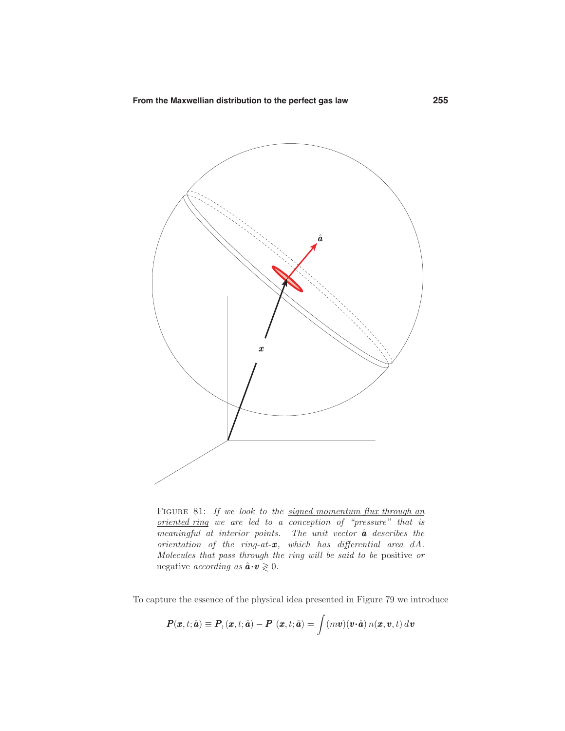FIGURE 81: *If we look to the <u>signed momentum flux through an oriented ring</u> we are led to a conception of "pressure" that is meaningful at interior points. The unit vector $\hat{\boldsymbol{a}}$ describes the orientation of the ring-at-$\boldsymbol{x}$, which has differential area $dA$. Molecules that pass through the ring will be said to be* positive *or* negative *according as* $\hat{\boldsymbol{a}}\cdot\boldsymbol{v} \gtrless 0$.

To capture the essence of the physical idea presented in Figure 79 we introduce

$$\boldsymbol{P}(\boldsymbol{x},t;\hat{\boldsymbol{a}}) \equiv \boldsymbol{P}_{+}(\boldsymbol{x},t;\hat{\boldsymbol{a}}) - \boldsymbol{P}_{-}(\boldsymbol{x},t;\hat{\boldsymbol{a}}) = \int (m\boldsymbol{v})(\boldsymbol{v}\cdot\hat{\boldsymbol{a}})\, n(\boldsymbol{x},\boldsymbol{v},t)\, d\boldsymbol{v}$$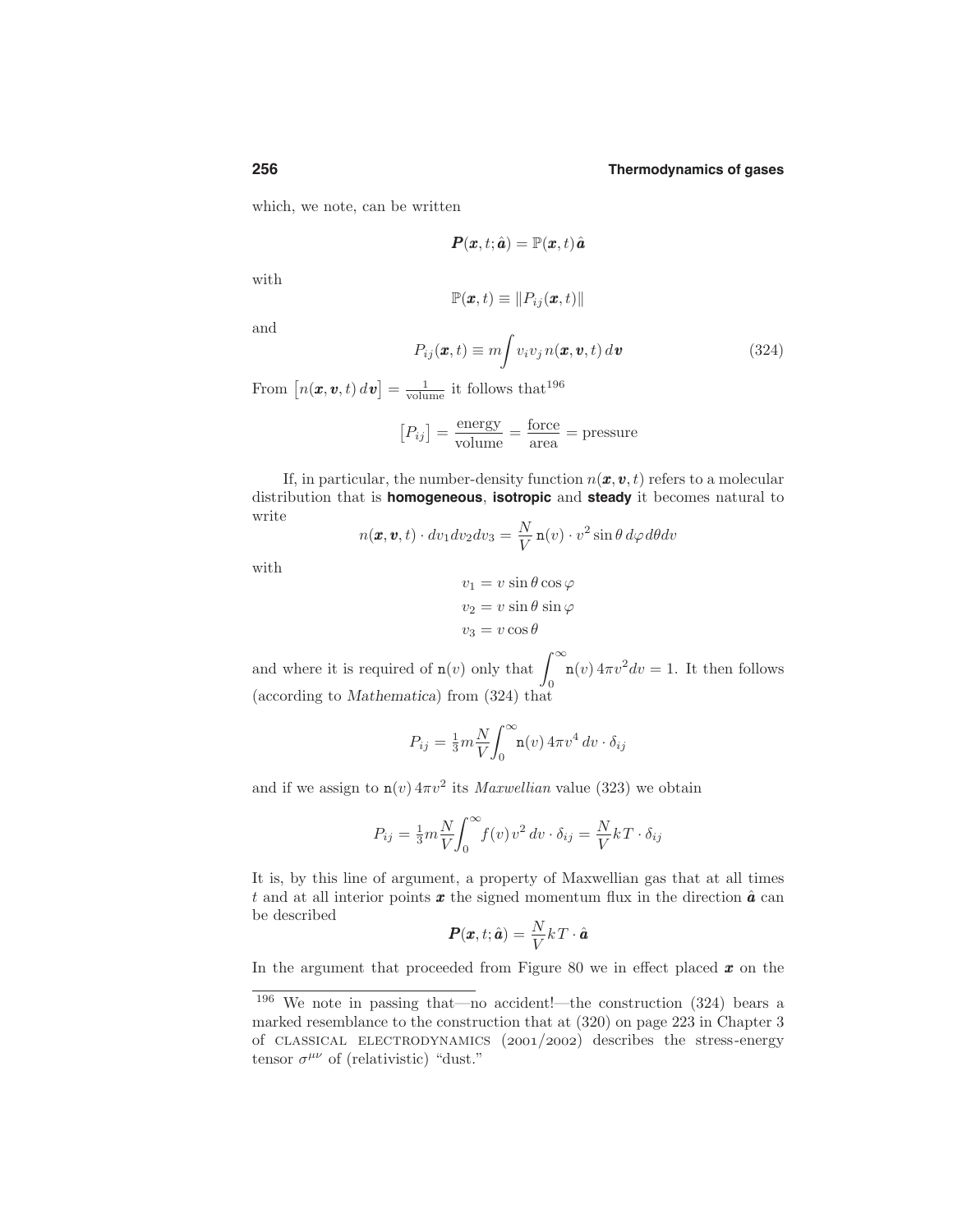which, we note, can be written

$$\boldsymbol{P}(\boldsymbol{x}, t; \hat{\boldsymbol{a}}) = \mathbb{P}(\boldsymbol{x}, t)\,\hat{\boldsymbol{a}}$$

with

$$\mathbb{P}(\boldsymbol{x}, t) \equiv \|P_{ij}(\boldsymbol{x}, t)\|$$

and

$$P_{ij}(\boldsymbol{x}, t) \equiv m\!\int v_i v_j\, n(\boldsymbol{x}, \boldsymbol{v}, t)\, d\boldsymbol{v} \tag{324}$$

From $\big[n(\boldsymbol{x}, \boldsymbol{v}, t)\, d\boldsymbol{v}\big] = \frac{1}{\text{volume}}$ it follows that[196]

$$\big[P_{ij}\big] = \frac{\text{energy}}{\text{volume}} = \frac{\text{force}}{\text{area}} = \text{pressure}$$

If, in particular, the number-density function $n(\boldsymbol{x}, \boldsymbol{v}, t)$ refers to a molecular distribution that is **homogeneous**, **isotropic** and **steady** it becomes natural to write

$$n(\boldsymbol{x}, \boldsymbol{v}, t) \cdot dv_1 dv_2 dv_3 = \frac{N}{V}\, \mathtt{n}(v) \cdot v^2 \sin\theta\, d\varphi d\theta dv$$

with

$$\begin{aligned} v_1 &= v \sin\theta \cos\varphi \\ v_2 &= v \sin\theta \sin\varphi \\ v_3 &= v \cos\theta \end{aligned}$$

and where it is required of $\mathtt{n}(v)$ only that $\displaystyle\int_0^\infty \mathtt{n}(v)\, 4\pi v^2 dv = 1$. It then follows (according to *Mathematica*) from (324) that

$$P_{ij} = \tfrac{1}{3} m \frac{N}{V}\!\int_0^\infty \mathtt{n}(v)\, 4\pi v^4\, dv \cdot \delta_{ij}$$

and if we assign to $\mathtt{n}(v)\, 4\pi v^2$ its *Maxwellian* value (323) we obtain

$$P_{ij} = \tfrac{1}{3} m \frac{N}{V}\!\int_0^\infty f(v)\, v^2\, dv \cdot \delta_{ij} = \frac{N}{V} kT \cdot \delta_{ij}$$

It is, by this line of argument, a property of Maxwellian gas that at all times $t$ and at all interior points $\boldsymbol{x}$ the signed momentum flux in the direction $\hat{\boldsymbol{a}}$ can be described

$$\boldsymbol{P}(\boldsymbol{x}, t; \hat{\boldsymbol{a}}) = \frac{N}{V} kT \cdot \hat{\boldsymbol{a}}$$

In the argument that proceeded from Figure 80 we in effect placed $\boldsymbol{x}$ on the

---

[196] We note in passing that—no accident!—the construction (324) bears a marked resemblance to the construction that at (320) on page 223 in Chapter 3 of CLASSICAL ELECTRODYNAMICS (2001/2002) describes the stress-energy tensor $\sigma^{\mu\nu}$ of (relativistic) "dust."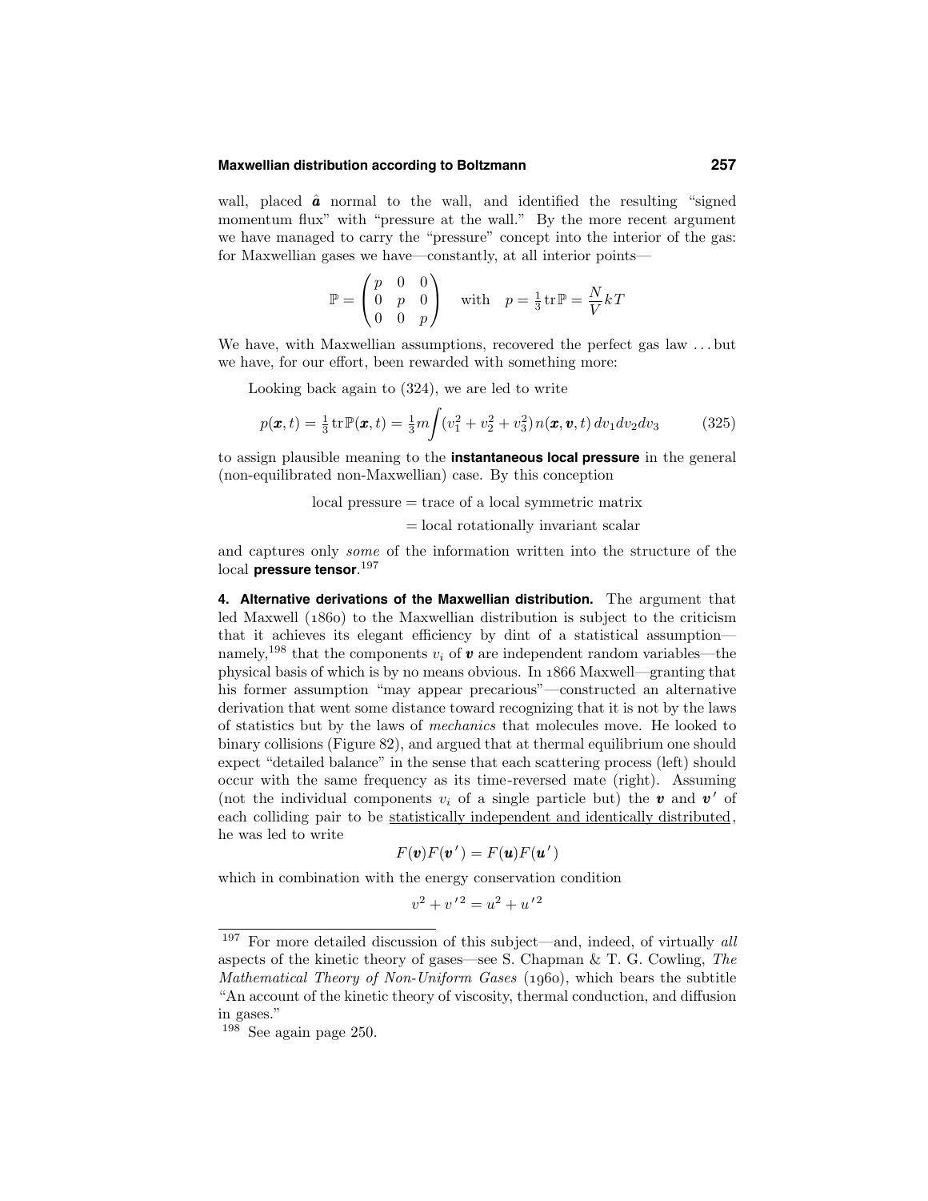wall, placed $\hat{\boldsymbol{a}}$ normal to the wall, and identified the resulting "signed momentum flux" with "pressure at the wall." By the more recent argument we have managed to carry the "pressure" concept into the interior of the gas: for Maxwellian gases we have—constantly, at all interior points—

$$\mathbb{P} = \begin{pmatrix} p & 0 & 0 \\ 0 & p & 0 \\ 0 & 0 & p \end{pmatrix} \quad \text{with} \quad p = \tfrac{1}{3}\operatorname{tr}\mathbb{P} = \frac{N}{V}kT$$

We have, with Maxwellian assumptions, recovered the perfect gas law ... but we have, for our effort, been rewarded with something more:

Looking back again to (324), we are led to write

$$p(\boldsymbol{x}, t) = \tfrac{1}{3}\operatorname{tr}\mathbb{P}(\boldsymbol{x}, t) = \tfrac{1}{3}m\int (v_1^2 + v_2^2 + v_3^2)\, n(\boldsymbol{x}, \boldsymbol{v}, t)\, dv_1 dv_2 dv_3 \tag{325}$$

to assign plausible meaning to the **instantaneous local pressure** in the general (non-equilibrated non-Maxwellian) case. By this conception

$$\begin{aligned} \text{local pressure} &= \text{trace of a local symmetric matrix} \\ &= \text{local rotationally invariant scalar} \end{aligned}$$

and captures only *some* of the information written into the structure of the local **pressure tensor**.[197]

**4. Alternative derivations of the Maxwellian distribution.** The argument that led Maxwell (1860) to the Maxwellian distribution is subject to the criticism that it achieves its elegant efficiency by dint of a statistical assumption—namely,[198] that the components $v_i$ of $\boldsymbol{v}$ are independent random variables—the physical basis of which is by no means obvious. In 1866 Maxwell—granting that his former assumption "may appear precarious"—constructed an alternative derivation that went some distance toward recognizing that it is not by the laws of statistics but by the laws of *mechanics* that molecules move. He looked to binary collisions (Figure 82), and argued that at thermal equilibrium one should expect "detailed balance" in the sense that each scattering process (left) should occur with the same frequency as its time-reversed mate (right). Assuming (not the individual components $v_i$ of a single particle but) the $\boldsymbol{v}$ and $\boldsymbol{v}\,'$ of each colliding pair to be statistically independent and identically distributed, he was led to write

$$F(\boldsymbol{v})F(\boldsymbol{v}\,') = F(\boldsymbol{u})F(\boldsymbol{u}\,')$$

which in combination with the energy conservation condition

$$v^2 + v\,'^2 = u^2 + u\,'^2$$

---

[197] For more detailed discussion of this subject—and, indeed, of virtually *all* aspects of the kinetic theory of gases—see S. Chapman & T. G. Cowling, *The Mathematical Theory of Non-Uniform Gases* (1960), which bears the subtitle "An account of the kinetic theory of viscosity, thermal conduction, and diffusion in gases."

[198] See again page 250.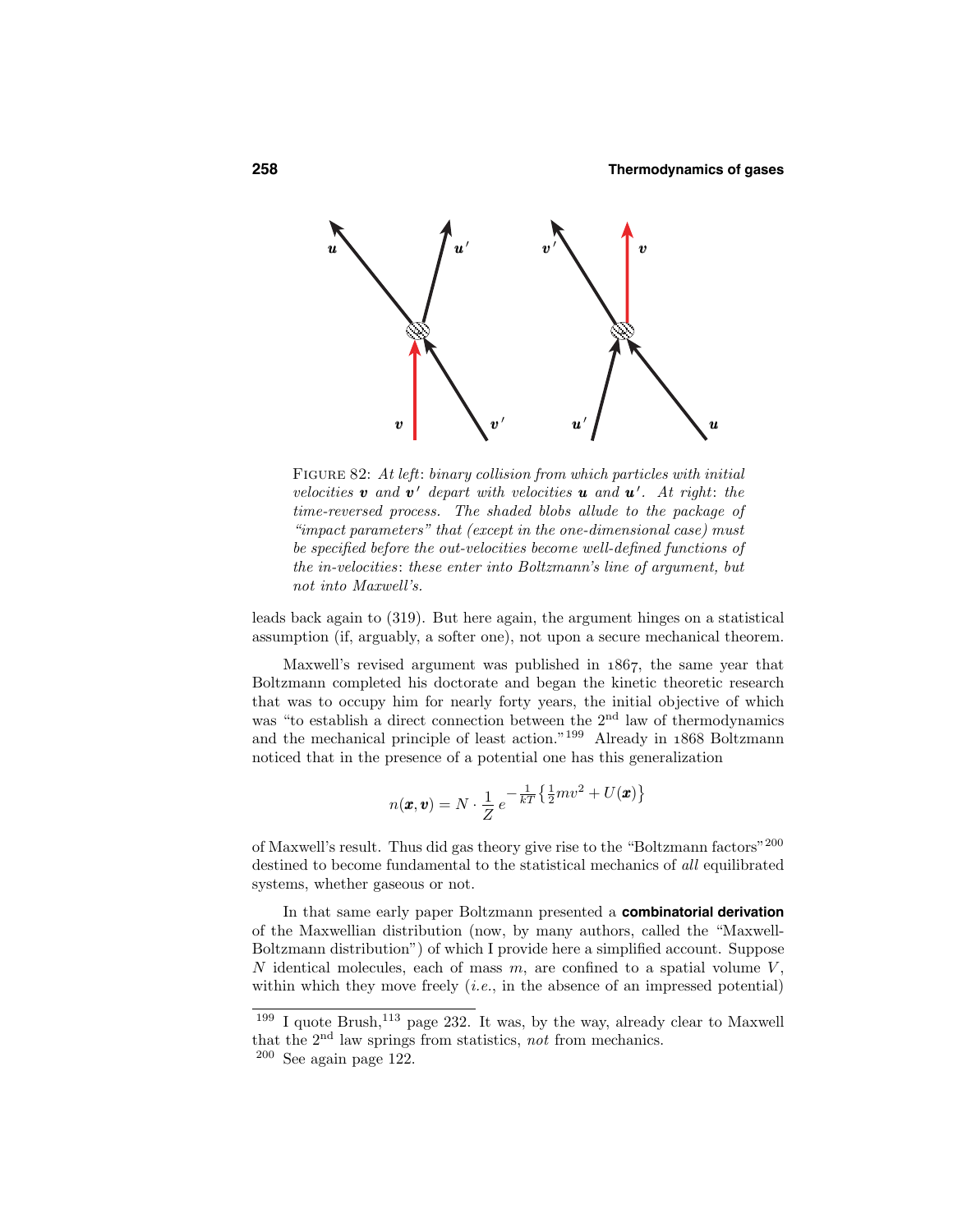FIGURE 82: *At left: binary collision from which particles with initial velocities* $\boldsymbol{v}$ *and* $\boldsymbol{v}'$ *depart with velocities* $\boldsymbol{u}$ *and* $\boldsymbol{u}'$. *At right: the time-reversed process. The shaded blobs allude to the package of "impact parameters" that (except in the one-dimensional case) must be specified before the out-velocities become well-defined functions of the in-velocities: these enter into Boltzmann's line of argument, but not into Maxwell's.*

leads back again to (319). But here again, the argument hinges on a statistical assumption (if, arguably, a softer one), not upon a secure mechanical theorem.

Maxwell's revised argument was published in 1867, the same year that Boltzmann completed his doctorate and began the kinetic theoretic research that was to occupy him for nearly forty years, the initial objective of which was "to establish a direct connection between the 2nd law of thermodynamics and the mechanical principle of least action."[199] Already in 1868 Boltzmann noticed that in the presence of a potential one has this generalization

$$n(\boldsymbol{x}, \boldsymbol{v}) = N \cdot \frac{1}{Z}\, e^{-\frac{1}{kT}\left\{\frac{1}{2}mv^2 + U(\boldsymbol{x})\right\}}$$

of Maxwell's result. Thus did gas theory give rise to the "Boltzmann factors"[200] destined to become fundamental to the statistical mechanics of *all* equilibrated systems, whether gaseous or not.

In that same early paper Boltzmann presented a **combinatorial derivation** of the Maxwellian distribution (now, by many authors, called the "Maxwell-Boltzmann distribution") of which I provide here a simplified account. Suppose $N$ identical molecules, each of mass $m$, are confined to a spatial volume $V$, within which they move freely (*i.e.*, in the absence of an impressed potential)

---

[199] I quote Brush,[113] page 232. It was, by the way, already clear to Maxwell that the 2nd law springs from statistics, *not* from mechanics.

[200] See again page 122.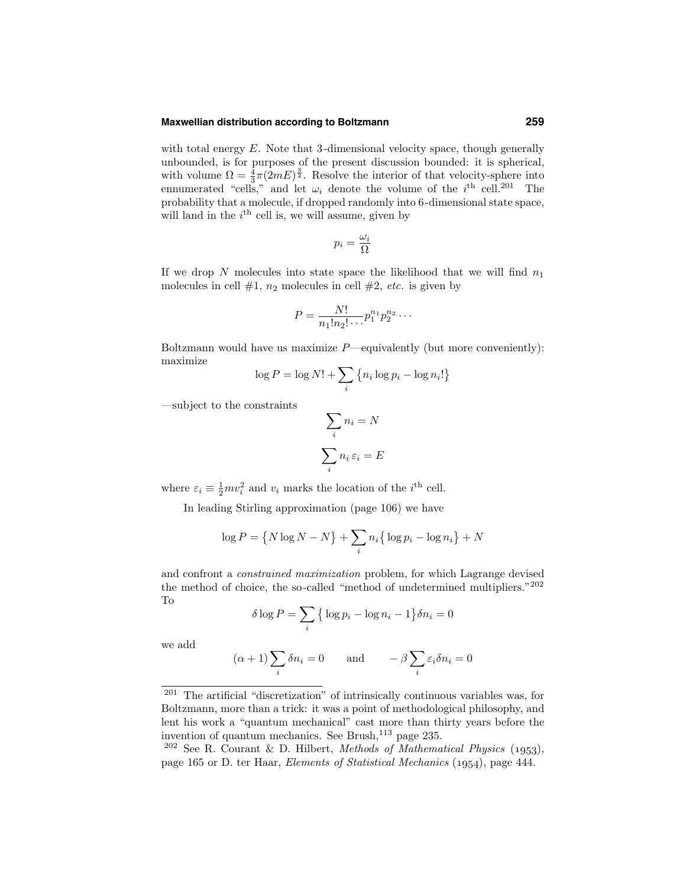with total energy $E$. Note that 3-dimensional velocity space, though generally unbounded, is for purposes of the present discussion bounded: it is spherical, with volume $\Omega = \frac{4}{3}\pi(2mE)^{\frac{3}{2}}$. Resolve the interior of that velocity-sphere into ennumerated "cells," and let $\omega_i$ denote the volume of the $i^{\text{th}}$ cell.[201] The probability that a molecule, if dropped randomly into 6-dimensional state space, will land in the $i^{\text{th}}$ cell is, we will assume, given by

$$p_i = \frac{\omega_i}{\Omega}$$

If we drop $N$ molecules into state space the likelihood that we will find $n_1$ molecules in cell #1, $n_2$ molecules in cell #2, *etc.* is given by

$$P = \frac{N!}{n_1!n_2!\cdots} p_1^{n_1} p_2^{n_2} \cdots$$

Boltzmann would have us maximize $P$—equivalently (but more conveniently): maximize

$$\log P = \log N! + \sum_i \big\{ n_i \log p_i - \log n_i! \big\}$$

—subject to the constraints

$$\sum_i n_i = N$$

$$\sum_i n_i \, \varepsilon_i = E$$

where $\varepsilon_i \equiv \frac{1}{2}mv_i^2$ and $v_i$ marks the location of the $i^{\text{th}}$ cell.

In leading Stirling approximation (page 106) we have

$$\log P = \big\{ N \log N - N \big\} + \sum_i n_i \big\{ \log p_i - \log n_i \big\} + N$$

and confront a *constrained maximization* problem, for which Lagrange devised the method of choice, the so-called "method of undetermined multipliers."[202] To

$$\delta \log P = \sum_i \big\{ \log p_i - \log n_i - 1 \big\} \delta n_i = 0$$

we add

$$(\alpha + 1) \sum_i \delta n_i = 0 \qquad \text{and} \qquad -\beta \sum_i \varepsilon_i \delta n_i = 0$$

---

[201] The artificial "discretization" of intrinsically continuous variables was, for Boltzmann, more than a trick: it was a point of methodological philosophy, and lent his work a "quantum mechanical" cast more than thirty years before the invention of quantum mechanics. See Brush,[113] page 235.

[202] See R. Courant & D. Hilbert, *Methods of Mathematical Physics* (1953), page 165 or D. ter Haar, *Elements of Statistical Mechanics* (1954), page 444.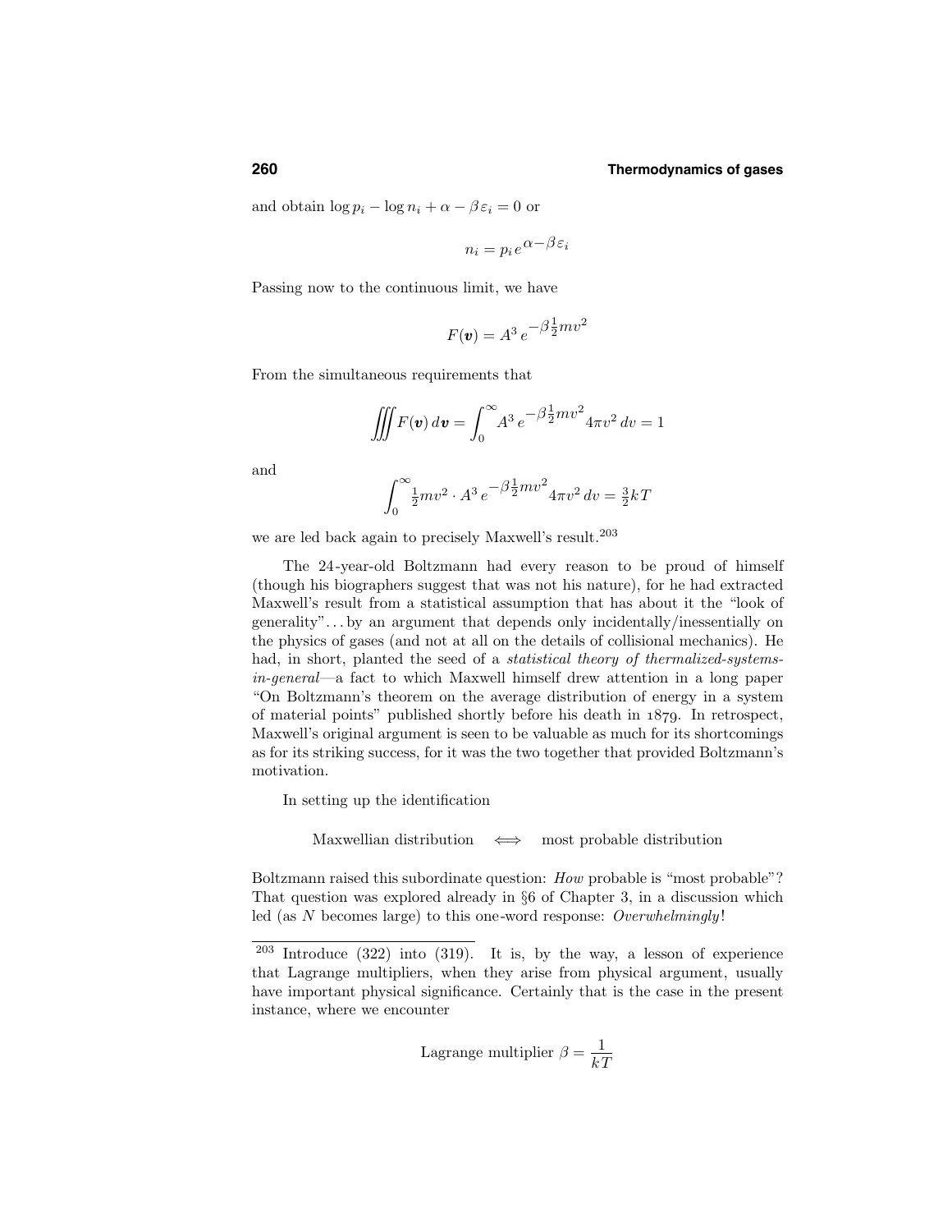and obtain $\log p_i - \log n_i + \alpha - \beta\varepsilon_i = 0$ or

$$n_i = p_i e^{\alpha - \beta\varepsilon_i}$$

Passing now to the continuous limit, we have

$$F(\boldsymbol{v}) = A^3 e^{-\beta\frac{1}{2}mv^2}$$

From the simultaneous requirements that

$$\iiint F(\boldsymbol{v})\, d\boldsymbol{v} = \int_0^\infty A^3 e^{-\beta\frac{1}{2}mv^2} 4\pi v^2\, dv = 1$$

and

$$\int_0^\infty \tfrac{1}{2}mv^2 \cdot A^3 e^{-\beta\frac{1}{2}mv^2} 4\pi v^2\, dv = \tfrac{3}{2}kT$$

we are led back again to precisely Maxwell's result.[203]

The 24-year-old Boltzmann had every reason to be proud of himself (though his biographers suggest that was not his nature), for he had extracted Maxwell's result from a statistical assumption that has about it the "look of generality"... by an argument that depends only incidentally/inessentially on the physics of gases (and not at all on the details of collisional mechanics). He had, in short, planted the seed of a *statistical theory of thermalized-systems-in-general*—a fact to which Maxwell himself drew attention in a long paper "On Boltzmann's theorem on the average distribution of energy in a system of material points" published shortly before his death in 1879. In retrospect, Maxwell's original argument is seen to be valuable as much for its shortcomings as for its striking success, for it was the two together that provided Boltzmann's motivation.

In setting up the identification

$$\text{Maxwellian distribution} \quad \Longleftrightarrow \quad \text{most probable distribution}$$

Boltzmann raised this subordinate question: *How* probable is "most probable"? That question was explored already in §6 of Chapter 3, in a discussion which led (as $N$ becomes large) to this one-word response: *Overwhelmingly*!

---

[203] Introduce (322) into (319). It is, by the way, a lesson of experience that Lagrange multipliers, when they arise from physical argument, usually have important physical significance. Certainly that is the case in the present instance, where we encounter

$$\text{Lagrange multiplier } \beta = \frac{1}{kT}$$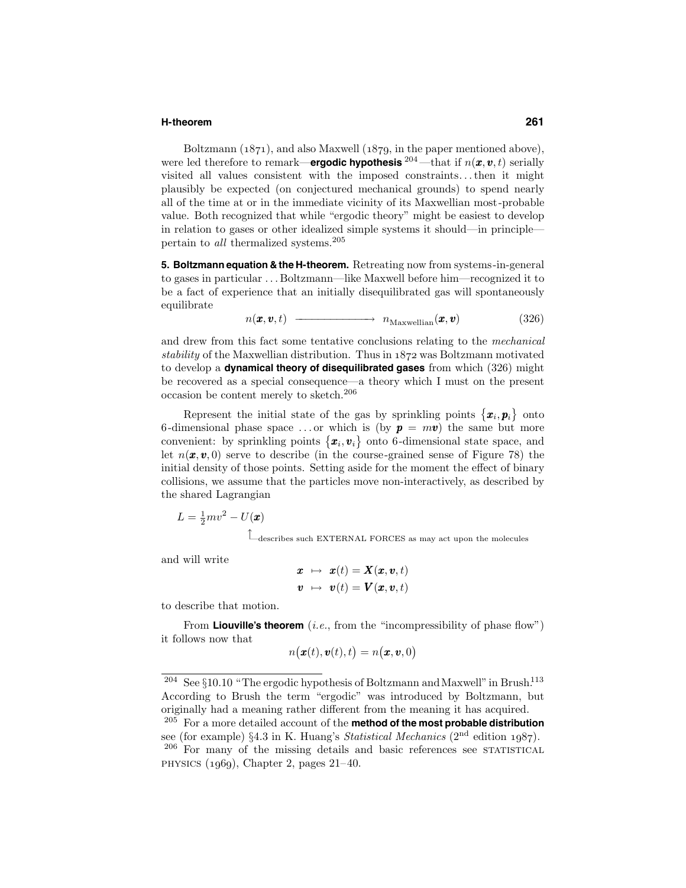Boltzmann (1871), and also Maxwell (1879, in the paper mentioned above), were led therefore to remark—**ergodic hypothesis**[204]—that if $n(\boldsymbol{x}, \boldsymbol{v}, t)$ serially visited all values consistent with the imposed constraints... then it might plausibly be expected (on conjectured mechanical grounds) to spend nearly all of the time at or in the immediate vicinity of its Maxwellian most-probable value. Both recognized that while "ergodic theory" might be easiest to develop in relation to gases or other idealized simple systems it should—in principle—pertain to *all* thermalized systems.[205]

**5. Boltzmann equation & the H-theorem.** Retreating now from systems-in-general to gases in particular ... Boltzmann—like Maxwell before him—recognized it to be a fact of experience that an initially disequilibrated gas will spontaneously equilibrate

$$n(\boldsymbol{x}, \boldsymbol{v}, t) \longrightarrow n_{\text{Maxwellian}}(\boldsymbol{x}, \boldsymbol{v}) \tag{326}$$

and drew from this fact some tentative conclusions relating to the *mechanical stability* of the Maxwellian distribution. Thus in 1872 was Boltzmann motivated to develop a **dynamical theory of disequilibrated gases** from which (326) might be recovered as a special consequence—a theory which I must on the present occasion be content merely to sketch.[206]

Represent the initial state of the gas by sprinkling points $\{\boldsymbol{x}_i, \boldsymbol{p}_i\}$ onto 6-dimensional phase space ... or which is (by $\boldsymbol{p} = m\boldsymbol{v}$) the same but more convenient: by sprinkling points $\{\boldsymbol{x}_i, \boldsymbol{v}_i\}$ onto 6-dimensional state space, and let $n(\boldsymbol{x}, \boldsymbol{v}, 0)$ serve to describe (in the course-grained sense of Figure 78) the initial density of those points. Setting aside for the moment the effect of binary collisions, we assume that the particles move non-interactively, as described by the shared Lagrangian

$$L = \tfrac{1}{2}mv^2 - U(\boldsymbol{x})$$

$U(\boldsymbol{x})$ describes such EXTERNAL FORCES as may act upon the molecules

and will write

$$\begin{aligned} \boldsymbol{x} &\mapsto \boldsymbol{x}(t) = \boldsymbol{X}(\boldsymbol{x}, \boldsymbol{v}, t) \\ \boldsymbol{v} &\mapsto \boldsymbol{v}(t) = \boldsymbol{V}(\boldsymbol{x}, \boldsymbol{v}, t) \end{aligned}$$

to describe that motion.

From **Liouville's theorem** (*i.e.*, from the "incompressibility of phase flow") it follows now that

$$n\big(\boldsymbol{x}(t), \boldsymbol{v}(t), t\big) = n\big(\boldsymbol{x}, \boldsymbol{v}, 0\big)$$

---

[204] See §10.10 "The ergodic hypothesis of Boltzmann and Maxwell" in Brush.[113] According to Brush the term "ergodic" was introduced by Boltzmann, but originally had a meaning rather different from the meaning it has acquired.

[205] For a more detailed account of the **method of the most probable distribution** see (for example) §4.3 in K. Huang's *Statistical Mechanics* (2nd edition 1987).

[206] For many of the missing details and basic references see STATISTICAL PHYSICS (1969), Chapter 2, pages 21–40.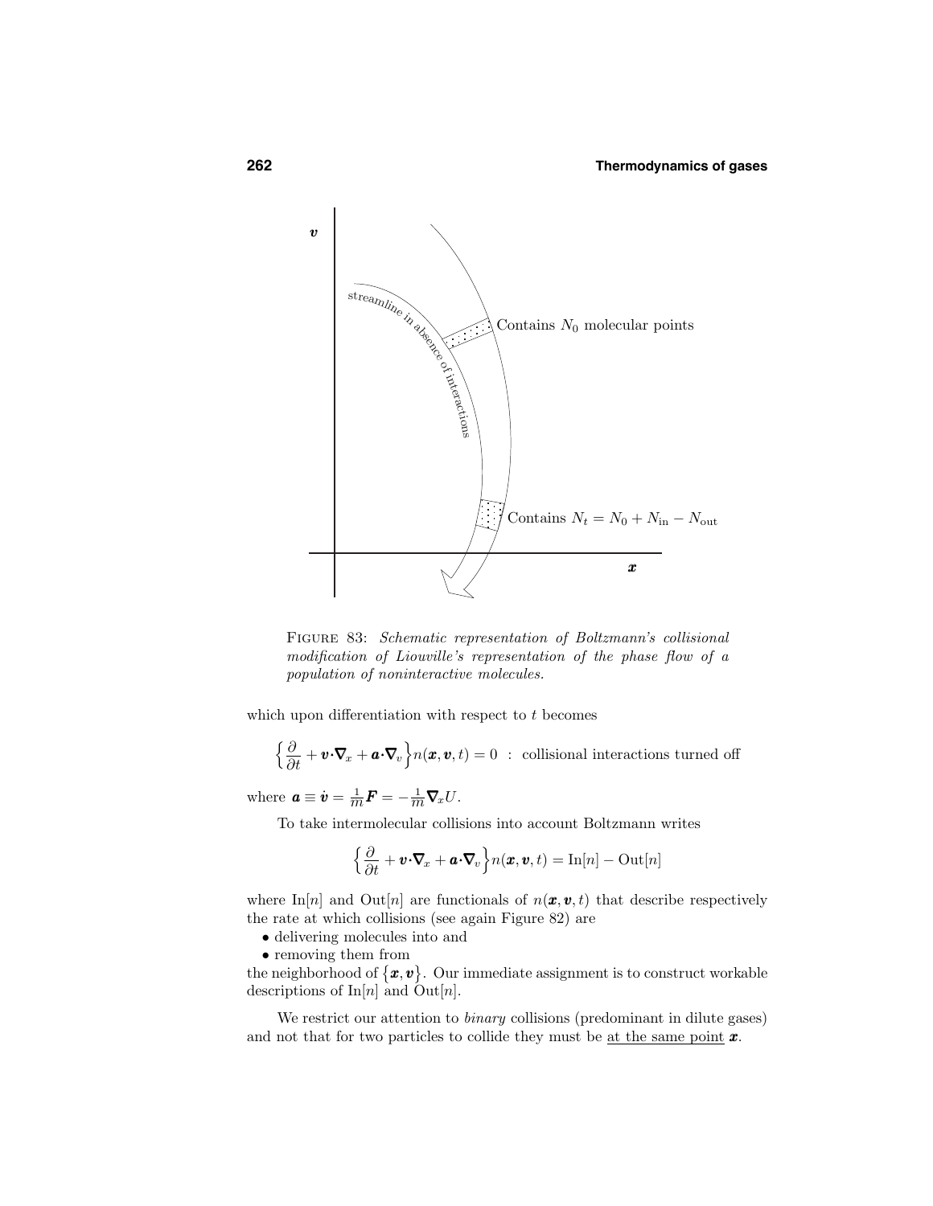FIGURE 83: *Schematic representation of Boltzmann's collisional modification of Liouville's representation of the phase flow of a population of noninteractive molecules.*

which upon differentiation with respect to $t$ becomes

$$\Big\{\frac{\partial}{\partial t} + \boldsymbol{v}\cdot\boldsymbol{\nabla}_x + \boldsymbol{a}\cdot\boldsymbol{\nabla}_v\Big\} n(\boldsymbol{x},\boldsymbol{v},t) = 0 \quad : \quad \text{collisional interactions turned off}$$

where $\boldsymbol{a} \equiv \dot{\boldsymbol{v}} = \frac{1}{m}\boldsymbol{F} = -\frac{1}{m}\boldsymbol{\nabla}_x U$.

To take intermolecular collisions into account Boltzmann writes

$$\Big\{\frac{\partial}{\partial t} + \boldsymbol{v}\cdot\boldsymbol{\nabla}_x + \boldsymbol{a}\cdot\boldsymbol{\nabla}_v\Big\} n(\boldsymbol{x},\boldsymbol{v},t) = \text{In}[n] - \text{Out}[n]$$

where In$[n]$ and Out$[n]$ are functionals of $n(\boldsymbol{x},\boldsymbol{v},t)$ that describe respectively the rate at which collisions (see again Figure 82) are

- delivering molecules into and
- removing them from

the neighborhood of $\{\boldsymbol{x},\boldsymbol{v}\}$. Our immediate assignment is to construct workable descriptions of In$[n]$ and Out$[n]$.

We restrict our attention to *binary* collisions (predominant in dilute gases) and not that for two particles to collide they must be at the same point $\boldsymbol{x}$.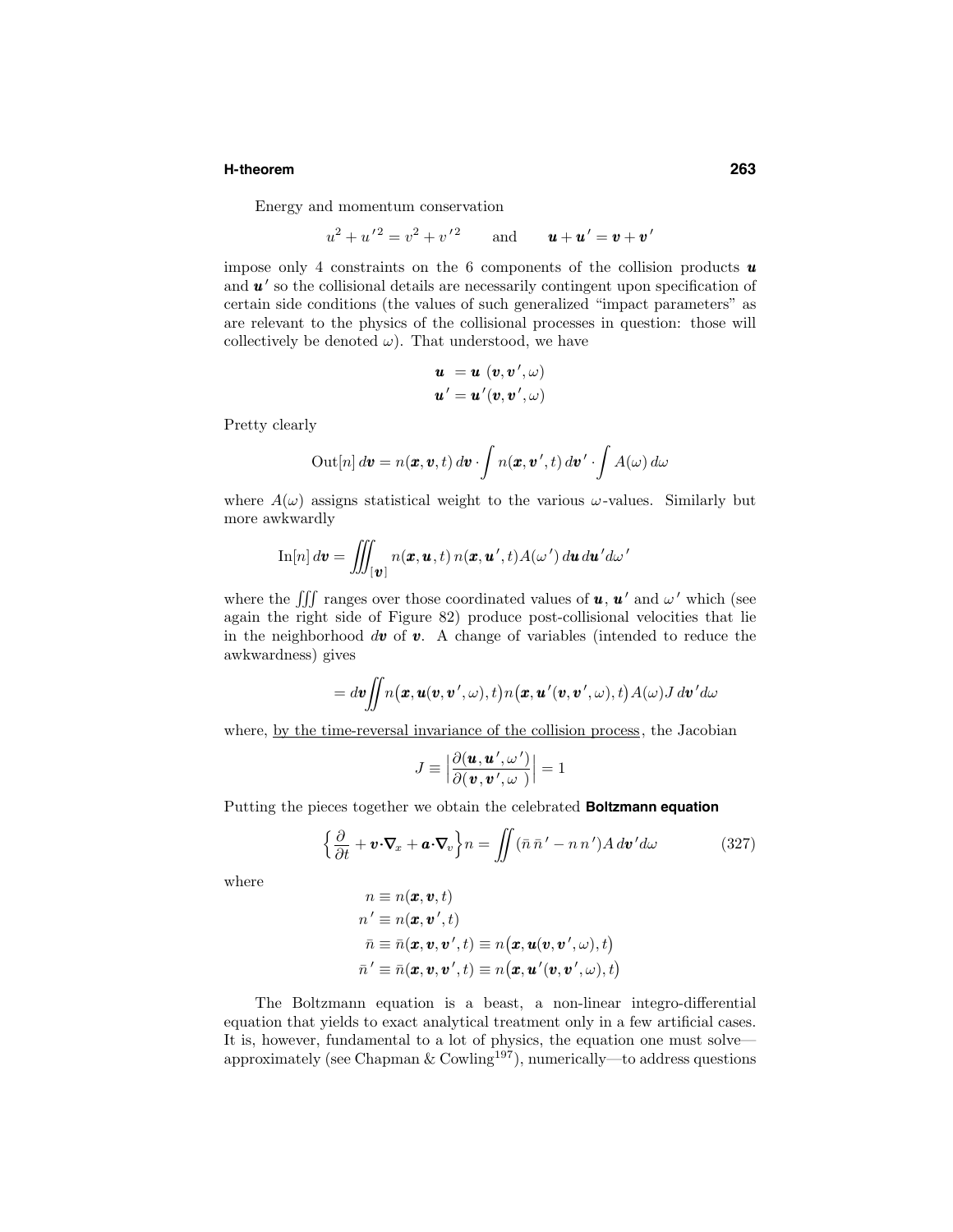Energy and momentum conservation

$$u^2 + u'^2 = v^2 + v'^2 \qquad \text{and} \qquad \boldsymbol{u} + \boldsymbol{u}' = \boldsymbol{v} + \boldsymbol{v}'$$

impose only 4 constraints on the 6 components of the collision products $\boldsymbol{u}$ and $\boldsymbol{u}'$ so the collisional details are necessarily contingent upon specification of certain side conditions (the values of such generalized "impact parameters" as are relevant to the physics of the collisional processes in question: those will collectively be denoted $\omega$). That understood, we have

$$\begin{aligned}
\boldsymbol{u} &= \boldsymbol{u}\,(\boldsymbol{v}, \boldsymbol{v}', \omega) \\
\boldsymbol{u}' &= \boldsymbol{u}'(\boldsymbol{v}, \boldsymbol{v}', \omega)
\end{aligned}$$

Pretty clearly

$$\text{Out}[n]\, d\boldsymbol{v} = n(\boldsymbol{x}, \boldsymbol{v}, t)\, d\boldsymbol{v} \cdot \int n(\boldsymbol{x}, \boldsymbol{v}', t)\, d\boldsymbol{v}' \cdot \int A(\omega)\, d\omega$$

where $A(\omega)$ assigns statistical weight to the various $\omega$-values. Similarly but more awkwardly

$$\text{In}[n]\, d\boldsymbol{v} = \iiint_{[\boldsymbol{v}]} n(\boldsymbol{x}, \boldsymbol{u}, t)\, n(\boldsymbol{x}, \boldsymbol{u}', t) A(\omega')\, d\boldsymbol{u}\, d\boldsymbol{u}' d\omega'$$

where the $\iiint$ ranges over those coordinated values of $\boldsymbol{u}$, $\boldsymbol{u}'$ and $\omega'$ which (see again the right side of Figure 82) produce post-collisional velocities that lie in the neighborhood $d\boldsymbol{v}$ of $\boldsymbol{v}$. A change of variables (intended to reduce the awkwardness) gives

$$= d\boldsymbol{v} \iint n\big(\boldsymbol{x}, \boldsymbol{u}(\boldsymbol{v}, \boldsymbol{v}', \omega), t\big)\, n\big(\boldsymbol{x}, \boldsymbol{u}'(\boldsymbol{v}, \boldsymbol{v}', \omega), t\big)\, A(\omega) J\, d\boldsymbol{v}' d\omega$$

where, <u>by the time-reversal invariance of the collision process</u>, the Jacobian

$$J \equiv \Big| \frac{\partial(\boldsymbol{u}, \boldsymbol{u}', \omega')}{\partial(\boldsymbol{v}, \boldsymbol{v}', \omega\ )} \Big| = 1$$

Putting the pieces together we obtain the celebrated **Boltzmann equation**

$$\Big\{ \frac{\partial}{\partial t} + \boldsymbol{v} \cdot \boldsymbol{\nabla}_x + \boldsymbol{a} \cdot \boldsymbol{\nabla}_v \Big\} n = \iint (\bar{n}\, \bar{n}' - n\, n') A\, d\boldsymbol{v}' d\omega \tag{327}$$

where

$$\begin{aligned}
n &\equiv n(\boldsymbol{x}, \boldsymbol{v}, t) \\
n' &\equiv n(\boldsymbol{x}, \boldsymbol{v}', t) \\
\bar{n} &\equiv \bar{n}(\boldsymbol{x}, \boldsymbol{v}, \boldsymbol{v}', t) \equiv n\big(\boldsymbol{x}, \boldsymbol{u}(\boldsymbol{v}, \boldsymbol{v}', \omega), t\big) \\
\bar{n}' &\equiv \bar{n}(\boldsymbol{x}, \boldsymbol{v}, \boldsymbol{v}', t) \equiv n\big(\boldsymbol{x}, \boldsymbol{u}'(\boldsymbol{v}, \boldsymbol{v}', \omega), t\big)
\end{aligned}$$

The Boltzmann equation is a beast, a non-linear integro-differential equation that yields to exact analytical treatment only in a few artificial cases. It is, however, fundamental to a lot of physics, the equation one must solve—approximately (see Chapman & Cowling[197]), numerically—to address questions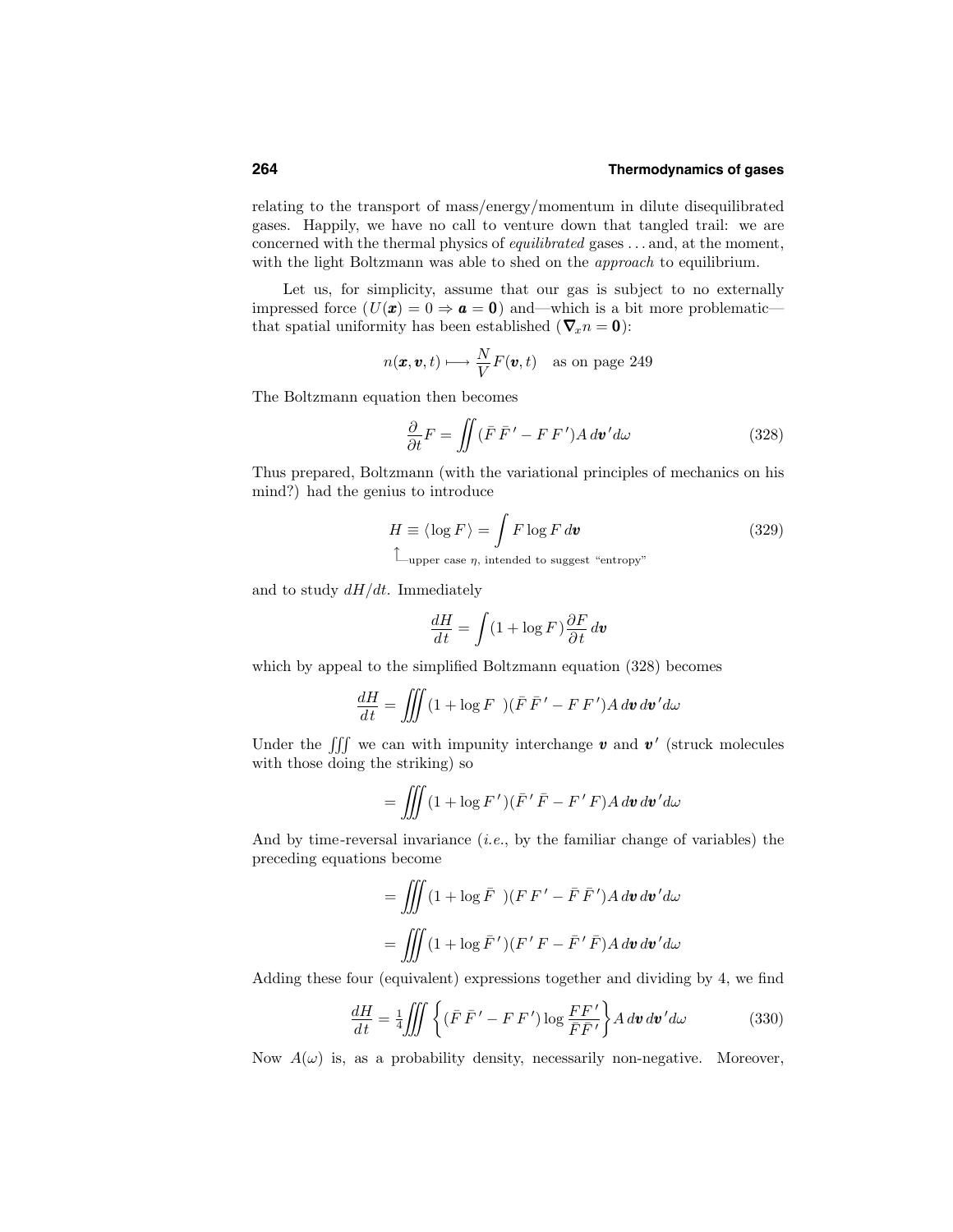relating to the transport of mass/energy/momentum in dilute disequilibrated gases. Happily, we have no call to venture down that tangled trail: we are concerned with the thermal physics of *equilibrated* gases . . . and, at the moment, with the light Boltzmann was able to shed on the *approach* to equilibrium.

Let us, for simplicity, assume that our gas is subject to no externally impressed force ($U(\boldsymbol{x}) = 0 \Rightarrow \boldsymbol{a} = \boldsymbol{0}$) and—which is a bit more problematic—that spatial uniformity has been established ($\boldsymbol{\nabla}_x n = \boldsymbol{0}$):

$$n(\boldsymbol{x}, \boldsymbol{v}, t) \longmapsto \frac{N}{V} F(\boldsymbol{v}, t) \quad \text{as on page 249}$$

The Boltzmann equation then becomes

$$\frac{\partial}{\partial t} F = \iint (\bar{F}\,\bar{F}\,' - F\,F\,')A\,d\boldsymbol{v}'d\omega \tag{328}$$

Thus prepared, Boltzmann (with the variational principles of mechanics on his mind?) had the genius to introduce

$$H \equiv \langle \log F \rangle = \int F \log F\,d\boldsymbol{v} \tag{329}$$

$\uparrow$ upper case $\eta$, intended to suggest "entropy"

and to study $dH/dt$. Immediately

$$\frac{dH}{dt} = \int (1 + \log F)\frac{\partial F}{\partial t}\,d\boldsymbol{v}$$

which by appeal to the simplified Boltzmann equation (328) becomes

$$\frac{dH}{dt} = \iiint (1 + \log F\ \ )(\bar{F}\,\bar{F}\,' - F\,F\,')A\,d\boldsymbol{v}\,d\boldsymbol{v}'d\omega$$

Under the $\iiint$ we can with impunity interchange $\boldsymbol{v}$ and $\boldsymbol{v'}$ (struck molecules with those doing the striking) so

$$= \iiint (1 + \log F\,')(\bar{F}\,'\,\bar{F} - F\,'\,F)A\,d\boldsymbol{v}\,d\boldsymbol{v}'d\omega$$

And by time-reversal invariance (*i.e.*, by the familiar change of variables) the preceding equations become

$$= \iiint (1 + \log \bar{F}\ \ )(F\,F\,' - \bar{F}\,\bar{F}\,')A\,d\boldsymbol{v}\,d\boldsymbol{v}'d\omega$$

$$= \iiint (1 + \log \bar{F}\,')(F\,'\,F - \bar{F}\,'\,\bar{F})A\,d\boldsymbol{v}\,d\boldsymbol{v}'d\omega$$

Adding these four (equivalent) expressions together and dividing by 4, we find

$$\frac{dH}{dt} = \tfrac{1}{4}\iiint \left\{(\bar{F}\,\bar{F}\,' - F\,F\,')\log\frac{F F\,'}{\bar{F}\bar{F}\,'}\right\}A\,d\boldsymbol{v}\,d\boldsymbol{v}'d\omega \tag{330}$$

Now $A(\omega)$ is, as a probability density, necessarily non-negative. Moreover,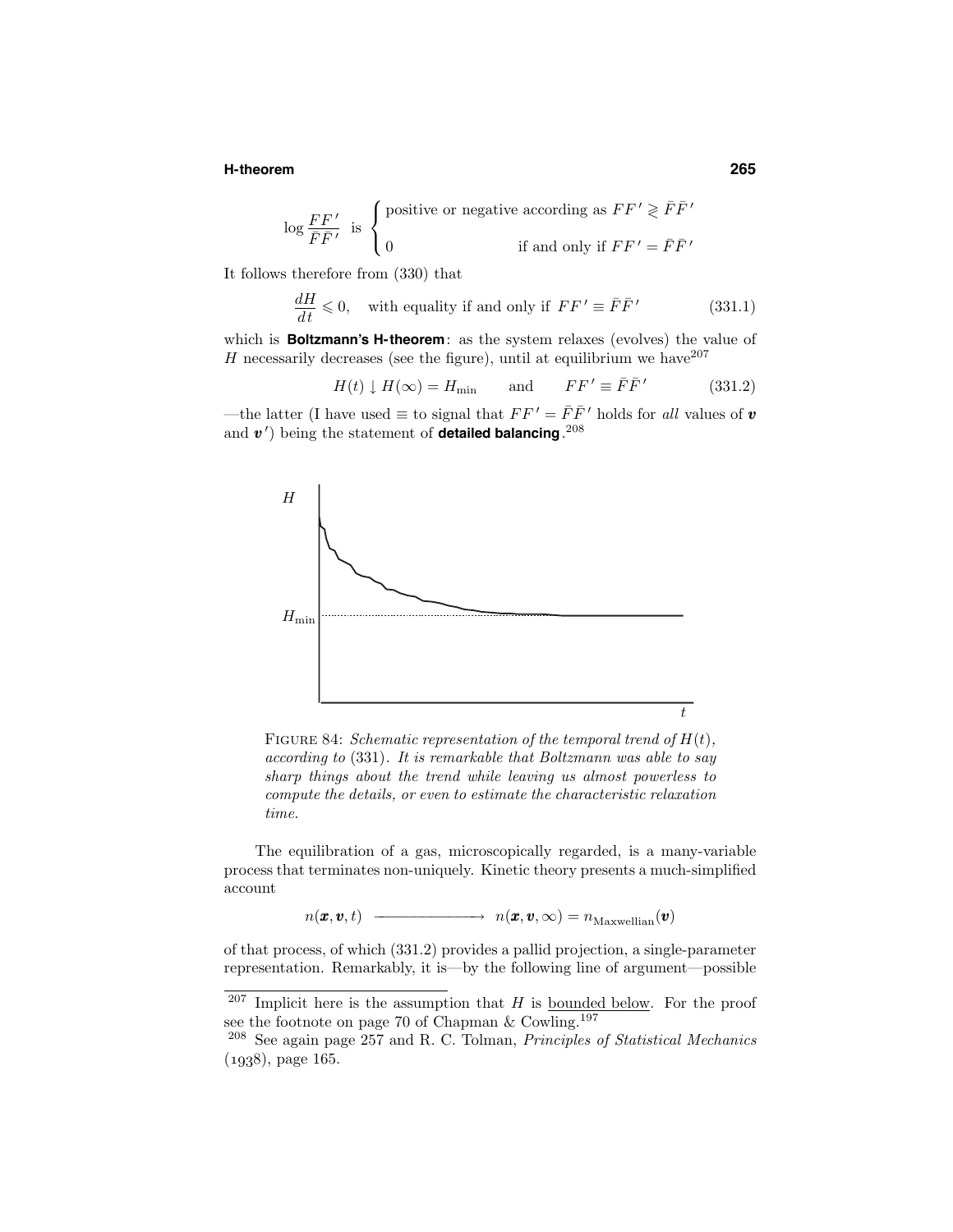$$\log \frac{FF'}{\bar{F}\bar{F}'} \text{ is } \begin{cases} \text{positive or negative according as } FF' \gtrless \bar{F}\bar{F}' \\ 0 \qquad\qquad\qquad \text{if and only if } FF' = \bar{F}\bar{F}' \end{cases}$$

It follows therefore from (330) that

$$\frac{dH}{dt} \leqslant 0, \quad \text{with equality if and only if } FF' \equiv \bar{F}\bar{F}' \tag{331.1}$$

which is **Boltzmann's H-theorem**: as the system relaxes (evolves) the value of $H$ necessarily decreases (see the figure), until at equilibrium we have[207]

$$H(t) \downarrow H(\infty) = H_{\text{min}} \qquad \text{and} \qquad FF' \equiv \bar{F}\bar{F}' \tag{331.2}$$

—the latter (I have used $\equiv$ to signal that $FF' = \bar{F}\bar{F}'$ holds for *all* values of $\boldsymbol{v}$ and $\boldsymbol{v}'$) being the statement of **detailed balancing**.[208]

FIGURE 84: *Schematic representation of the temporal trend of* $H(t)$, *according to* (331). *It is remarkable that Boltzmann was able to say sharp things about the trend while leaving us almost powerless to compute the details, or even to estimate the characteristic relaxation time.*

The equilibration of a gas, microscopically regarded, is a many-variable process that terminates non-uniquely. Kinetic theory presents a much-simplified account

$$n(\boldsymbol{x}, \boldsymbol{v}, t) \longrightarrow n(\boldsymbol{x}, \boldsymbol{v}, \infty) = n_{\text{Maxwellian}}(\boldsymbol{v})$$

of that process, of which (331.2) provides a pallid projection, a single-parameter representation. Remarkably, it is—by the following line of argument—possible

---

[207] Implicit here is the assumption that $H$ is <u>bounded below</u>. For the proof see the footnote on page 70 of Chapman & Cowling.[197]

[208] See again page 257 and R. C. Tolman, *Principles of Statistical Mechanics* (1938), page 165.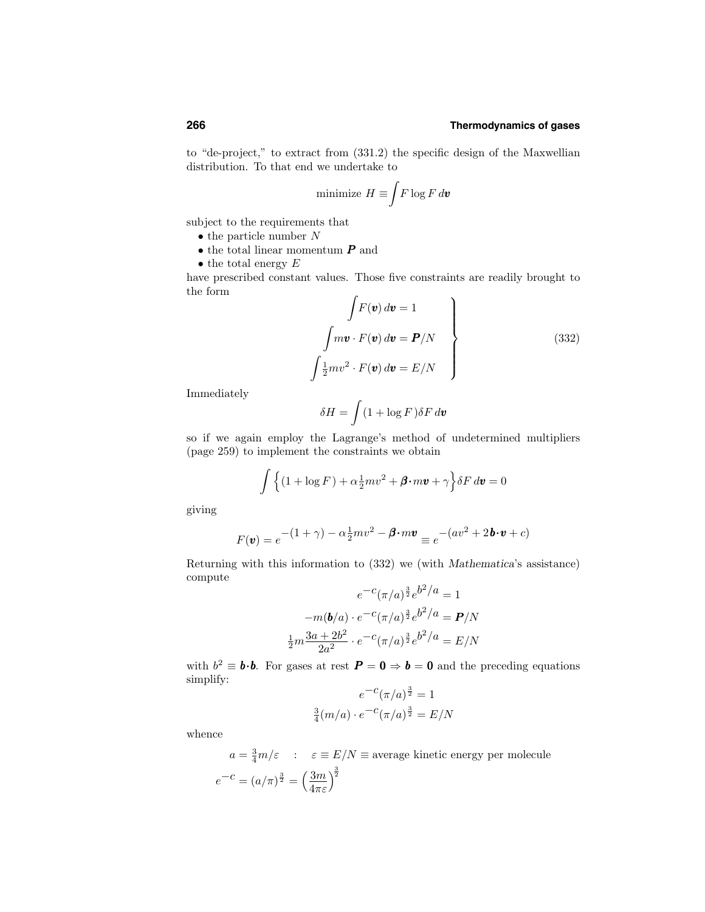to "de-project," to extract from (331.2) the specific design of the Maxwellian distribution. To that end we undertake to

$$\text{minimize } H \equiv \int F \log F \, d\boldsymbol{v}$$

subject to the requirements that

- the particle number $N$
- the total linear momentum $\boldsymbol{P}$ and
- the total energy $E$

have prescribed constant values. Those five constraints are readily brought to the form

$$\left.\begin{aligned} \int F(\boldsymbol{v})\, d\boldsymbol{v} &= 1 \\ \int m\boldsymbol{v} \cdot F(\boldsymbol{v})\, d\boldsymbol{v} &= \boldsymbol{P}/N \\ \int \tfrac{1}{2}mv^2 \cdot F(\boldsymbol{v})\, d\boldsymbol{v} &= E/N \end{aligned}\right\} \tag{332}$$

Immediately

$$\delta H = \int (1 + \log F)\delta F \, d\boldsymbol{v}$$

so if we again employ the Lagrange's method of undetermined multipliers (page 259) to implement the constraints we obtain

$$\int \Big\{(1 + \log F) + \alpha\tfrac{1}{2}mv^2 + \boldsymbol{\beta}\cdot m\boldsymbol{v} + \gamma\Big\}\delta F \, d\boldsymbol{v} = 0$$

giving

$$F(\boldsymbol{v}) = e^{-(1+\gamma) - \alpha\frac{1}{2}mv^2 - \boldsymbol{\beta}\cdot m\boldsymbol{v}} \equiv e^{-(av^2 + 2\boldsymbol{b}\cdot\boldsymbol{v} + c)}$$

Returning with this information to (332) we (with *Mathematica*'s assistance) compute

$$\begin{aligned} e^{-c}(\pi/a)^{\frac{3}{2}} e^{b^2/a} &= 1 \\ -m(\boldsymbol{b}/a)\cdot e^{-c}(\pi/a)^{\frac{3}{2}} e^{b^2/a} &= \boldsymbol{P}/N \\ \tfrac{1}{2}m\frac{3a + 2b^2}{2a^2} \cdot e^{-c}(\pi/a)^{\frac{3}{2}} e^{b^2/a} &= E/N \end{aligned}$$

with $b^2 \equiv \boldsymbol{b}\cdot\boldsymbol{b}$. For gases at rest $\boldsymbol{P} = \boldsymbol{0} \Rightarrow \boldsymbol{b} = \boldsymbol{0}$ and the preceding equations simplify:

$$\begin{aligned} e^{-c}(\pi/a)^{\frac{3}{2}} &= 1 \\ \tfrac{3}{4}(m/a)\cdot e^{-c}(\pi/a)^{\frac{3}{2}} &= E/N \end{aligned}$$

whence

$$\begin{aligned} a &= \tfrac{3}{4}m/\varepsilon \quad : \quad \varepsilon \equiv E/N \equiv \text{average kinetic energy per molecule} \\ e^{-c} &= (a/\pi)^{\frac{3}{2}} = \Big(\frac{3m}{4\pi\varepsilon}\Big)^{\frac{3}{2}} \end{aligned}$$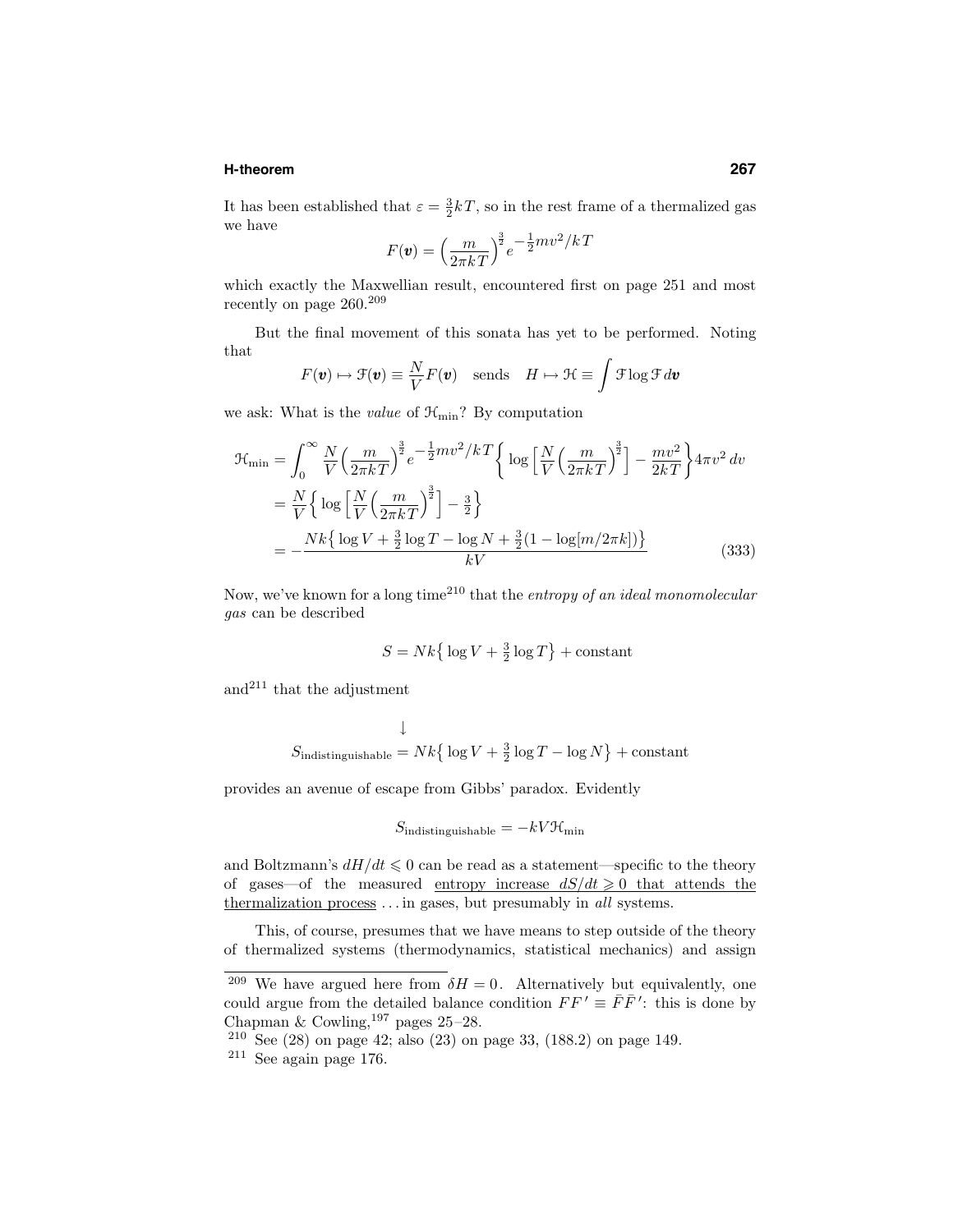It has been established that $\varepsilon = \frac{3}{2}kT$, so in the rest frame of a thermalized gas we have

$$F(\boldsymbol{v}) = \Big(\frac{m}{2\pi kT}\Big)^{\frac{3}{2}} e^{-\frac{1}{2}mv^2/kT}$$

which exactly the Maxwellian result, encountered first on page 251 and most recently on page 260.[209]

But the final movement of this sonata has yet to be performed. Noting that

$$F(\boldsymbol{v}) \mapsto \mathcal{F}(\boldsymbol{v}) \equiv \frac{N}{V}F(\boldsymbol{v}) \quad \text{sends} \quad H \mapsto \mathcal{H} \equiv \int \mathcal{F}\log\mathcal{F}\,d\boldsymbol{v}$$

we ask: What is the *value* of $\mathcal{H}_{\min}$? By computation

$$\begin{aligned}
\mathcal{H}_{\min} &= \int_0^\infty \frac{N}{V}\Big(\frac{m}{2\pi kT}\Big)^{\frac{3}{2}} e^{-\frac{1}{2}mv^2/kT}\Big\{\log\Big[\frac{N}{V}\Big(\frac{m}{2\pi kT}\Big)^{\frac{3}{2}}\Big] - \frac{mv^2}{2kT}\Big\}4\pi v^2\,dv \\
&= \frac{N}{V}\Big\{\log\Big[\frac{N}{V}\Big(\frac{m}{2\pi kT}\Big)^{\frac{3}{2}}\Big] - \tfrac{3}{2}\Big\} \\
&= -\frac{Nk\big\{\log V + \frac{3}{2}\log T - \log N + \frac{3}{2}(1 - \log[m/2\pi k])\big\}}{kV} \qquad (333)
\end{aligned}$$

Now, we've known for a long time[210] that the *entropy of an ideal monomolecular gas* can be described

$$S = Nk\big\{\log V + \tfrac{3}{2}\log T\big\} + \text{constant}$$

and[211] that the adjustment

$$S_{\text{indistinguishable}} = Nk\big\{\log V + \tfrac{3}{2}\log T \underset{\uparrow}{-} \log N\big\} + \text{constant}$$

provides an avenue of escape from Gibbs' paradox. Evidently

$$S_{\text{indistinguishable}} = -kV\mathcal{H}_{\min}$$

and Boltzmann's $dH/dt \leqslant 0$ can be read as a statement—specific to the theory of gases—of the measured <u>entropy increase $dS/dt \geqslant 0$ that attends the thermalization process</u> ... in gases, but presumably in *all* systems.

This, of course, presumes that we have means to step outside of the theory of thermalized systems (thermodynamics, statistical mechanics) and assign

---

[209] We have argued here from $\delta H = 0$. Alternatively but equivalently, one could argue from the detailed balance condition $FF' \equiv \bar{F}\bar{F}'$: this is done by Chapman & Cowling,[197] pages 25–28.

[210] See (28) on page 42; also (23) on page 33, (188.2) on page 149.

[211] See again page 176.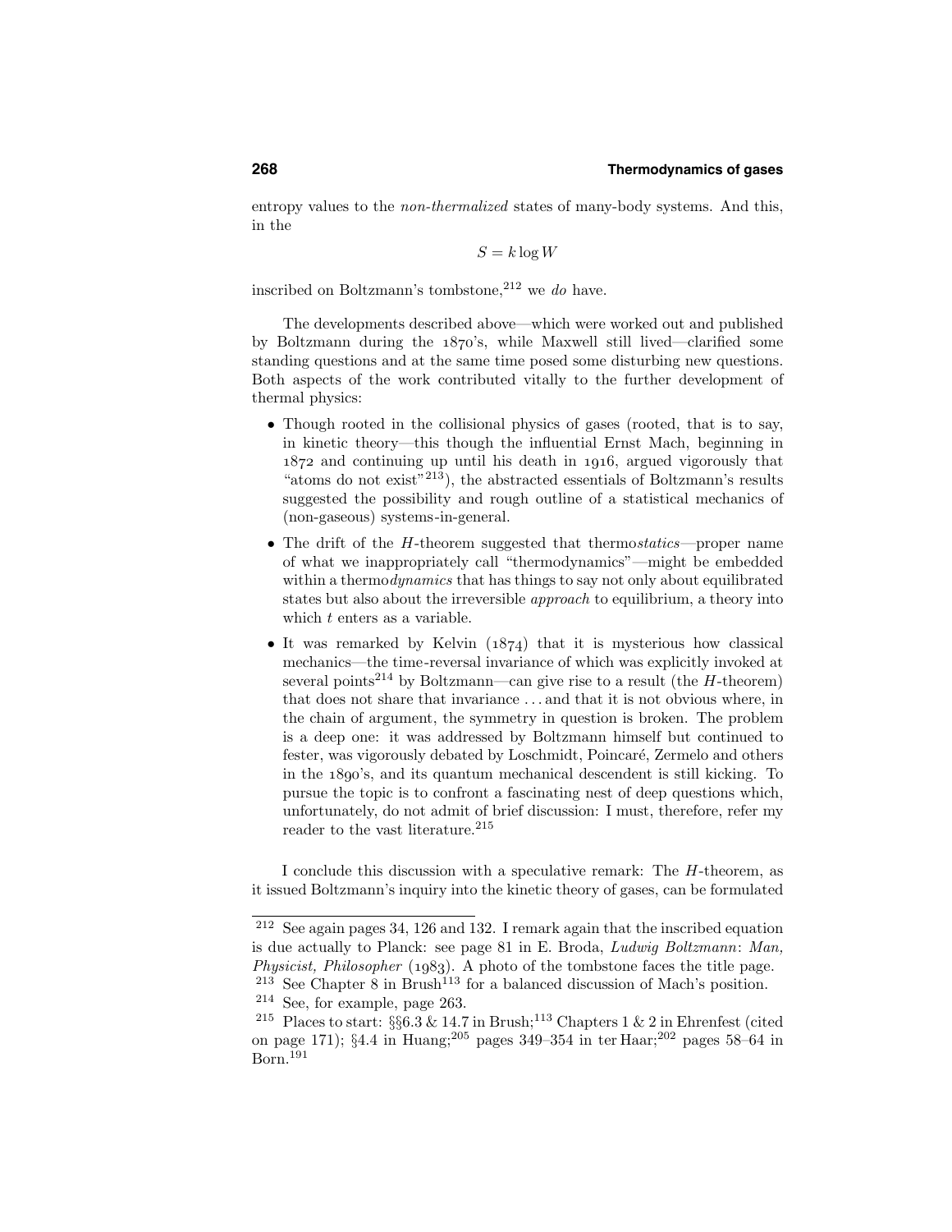entropy values to the *non-thermalized* states of many-body systems. And this, in the

$$S = k \log W$$

inscribed on Boltzmann's tombstone,[212] we *do* have.

The developments described above—which were worked out and published by Boltzmann during the 1870's, while Maxwell still lived—clarified some standing questions and at the same time posed some disturbing new questions. Both aspects of the work contributed vitally to the further development of thermal physics:

- Though rooted in the collisional physics of gases (rooted, that is to say, in kinetic theory—this though the influential Ernst Mach, beginning in 1872 and continuing up until his death in 1916, argued vigorously that "atoms do not exist"[213]), the abstracted essentials of Boltzmann's results suggested the possibility and rough outline of a statistical mechanics of (non-gaseous) systems-in-general.
- The drift of the $H$-theorem suggested that thermo*statics*—proper name of what we inappropriately call "thermodynamics"—might be embedded within a thermo*dynamics* that has things to say not only about equilibrated states but also about the irreversible *approach* to equilibrium, a theory into which $t$ enters as a variable.
- It was remarked by Kelvin (1874) that it is mysterious how classical mechanics—the time-reversal invariance of which was explicitly invoked at several points[214] by Boltzmann—can give rise to a result (the $H$-theorem) that does not share that invariance ... and that it is not obvious where, in the chain of argument, the symmetry in question is broken. The problem is a deep one: it was addressed by Boltzmann himself but continued to fester, was vigorously debated by Loschmidt, Poincaré, Zermelo and others in the 1890's, and its quantum mechanical descendent is still kicking. To pursue the topic is to confront a fascinating nest of deep questions which, unfortunately, do not admit of brief discussion: I must, therefore, refer my reader to the vast literature.[215]

I conclude this discussion with a speculative remark: The $H$-theorem, as it issued Boltzmann's inquiry into the kinetic theory of gases, can be formulated

---

[212] See again pages 34, 126 and 132. I remark again that the inscribed equation is due actually to Planck: see page 81 in E. Broda, *Ludwig Boltzmann: Man, Physicist, Philosopher* (1983). A photo of the tombstone faces the title page.

[213] See Chapter 8 in Brush[113] for a balanced discussion of Mach's position.

[214] See, for example, page 263.

[215] Places to start: §§6.3 & 14.7 in Brush;[113] Chapters 1 & 2 in Ehrenfest (cited on page 171); §4.4 in Huang;[205] pages 349–354 in ter Haar;[202] pages 58–64 in Born.[191]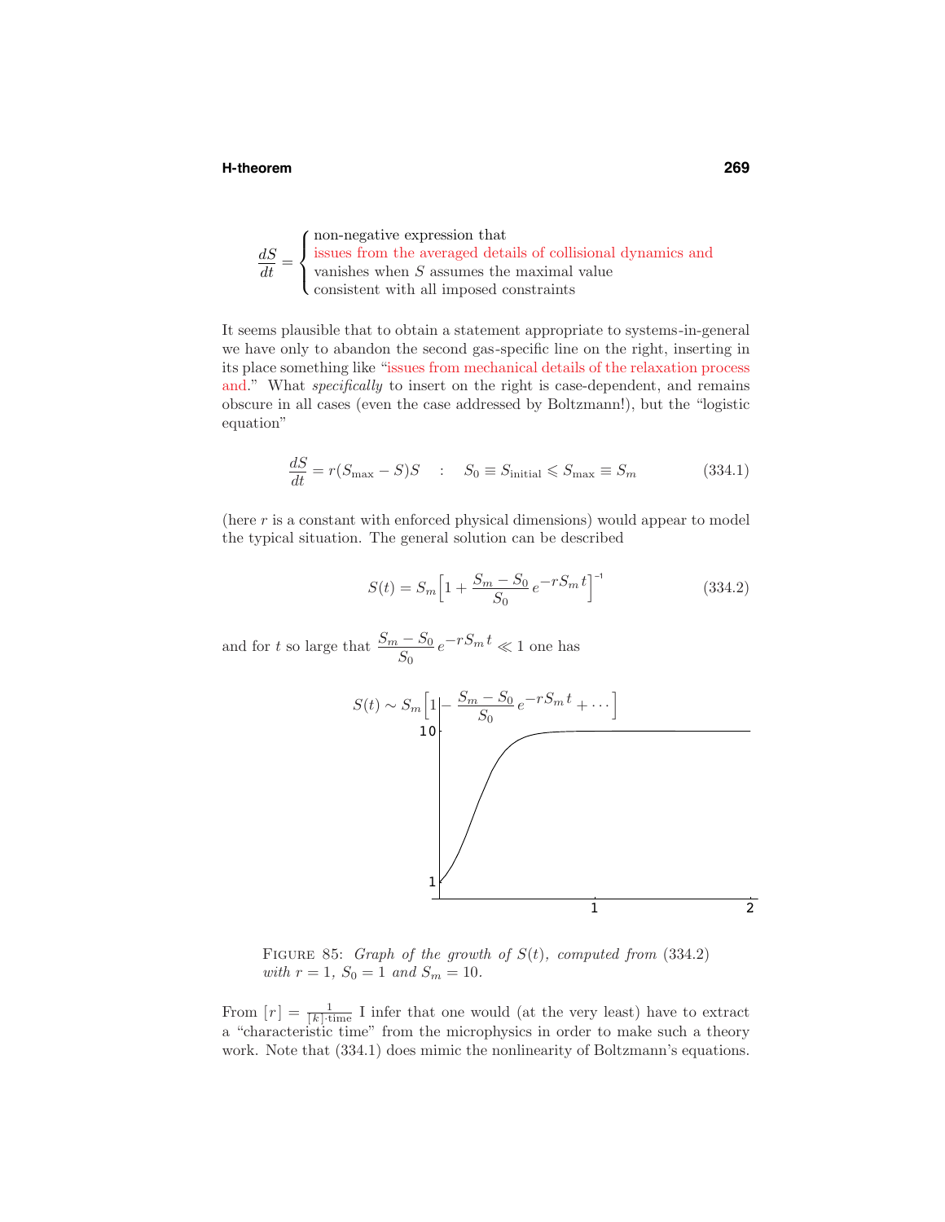$$\frac{dS}{dt} = \begin{cases} \text{non-negative expression that} \\ \text{issues from the averaged details of collisional dynamics and} \\ \text{vanishes when } S \text{ assumes the maximal value} \\ \text{consistent with all imposed constraints} \end{cases}$$

It seems plausible that to obtain a statement appropriate to systems-in-general we have only to abandon the second gas-specific line on the right, inserting in its place something like "issues from mechanical details of the relaxation process and." What *specifically* to insert on the right is case-dependent, and remains obscure in all cases (even the case addressed by Boltzmann!), but the "logistic equation"

$$\frac{dS}{dt} = r(S_{\text{max}} - S)S \quad : \quad S_0 \equiv S_{\text{initial}} \leqslant S_{\text{max}} \equiv S_m \tag{334.1}$$

(here $r$ is a constant with enforced physical dimensions) would appear to model the typical situation. The general solution can be described

$$S(t) = S_m\Big[1 + \frac{S_m - S_0}{S_0}\,e^{-rS_m t}\Big]^{-1} \tag{334.2}$$

and for $t$ so large that $\dfrac{S_m - S_0}{S_0}\,e^{-rS_m t} \ll 1$ one has

$$S(t) \sim S_m\Big[1 - \frac{S_m - S_0}{S_0}\,e^{-rS_m t} + \cdots\Big]$$

FIGURE 85: *Graph of the growth of $S(t)$, computed from* (334.2) *with $r = 1$, $S_0 = 1$ and $S_m = 10$.*

From $[\,r\,] = \frac{1}{[k]\cdot\text{time}}$ I infer that one would (at the very least) have to extract a "characteristic time" from the microphysics in order to make such a theory work. Note that (334.1) does mimic the nonlinearity of Boltzmann's equations.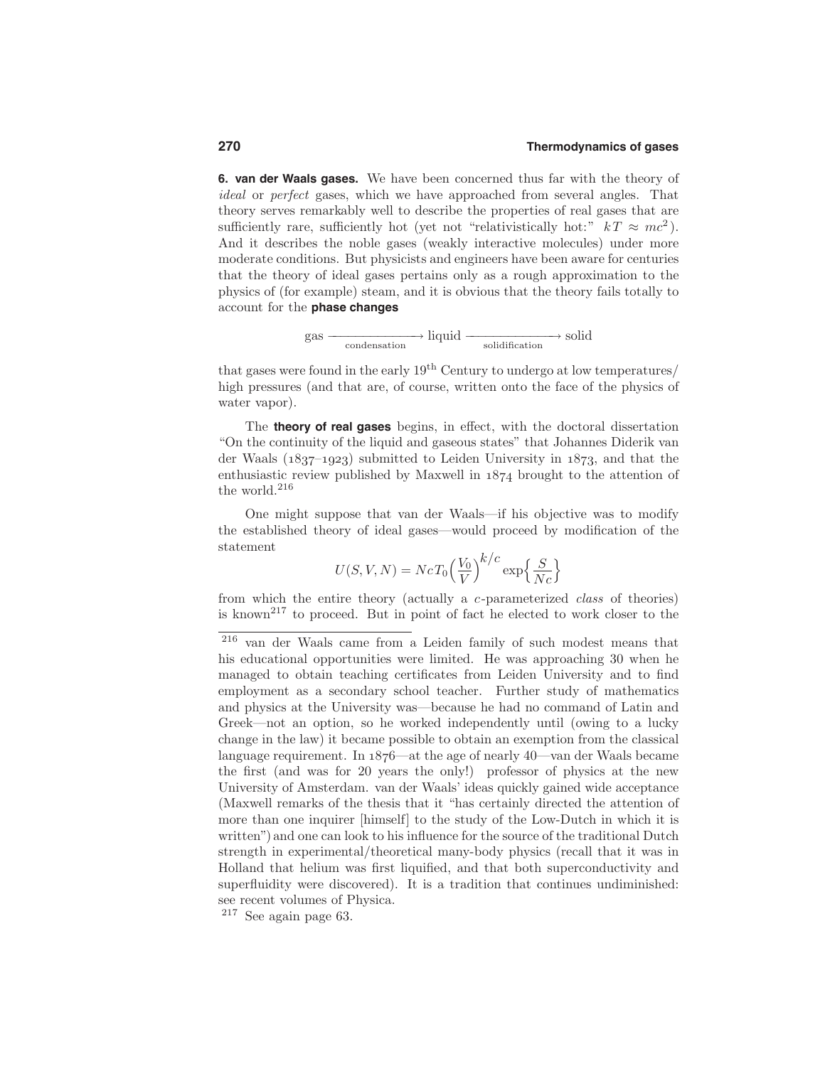**6. van der Waals gases.** We have been concerned thus far with the theory of *ideal* or *perfect* gases, which we have approached from several angles. That theory serves remarkably well to describe the properties of real gases that are sufficiently rare, sufficiently hot (yet not "relativistically hot:" $kT \approx mc^2$). And it describes the noble gases (weakly interactive molecules) under more moderate conditions. But physicists and engineers have been aware for centuries that the theory of ideal gases pertains only as a rough approximation to the physics of (for example) steam, and it is obvious that the theory fails totally to account for the **phase changes**

$$\text{gas} \xrightarrow[\text{condensation}]{\hspace{2cm}} \text{liquid} \xrightarrow[\text{solidification}]{\hspace{2cm}} \text{solid}$$

that gases were found in the early 19th Century to undergo at low temperatures/ high pressures (and that are, of course, written onto the face of the physics of water vapor).

The **theory of real gases** begins, in effect, with the doctoral dissertation "On the continuity of the liquid and gaseous states" that Johannes Diderik van der Waals (1837–1923) submitted to Leiden University in 1873, and that the enthusiastic review published by Maxwell in 1874 brought to the attention of the world.[216]

One might suppose that van der Waals—if his objective was to modify the established theory of ideal gases—would proceed by modification of the statement

$$U(S, V, N) = NcT_0\Big(\frac{V_0}{V}\Big)^{k/c} \exp\Big\{\frac{S}{Nc}\Big\}$$

from which the entire theory (actually a $c$-parameterized *class* of theories) is known[217] to proceed. But in point of fact he elected to work closer to the

---

[216] van der Waals came from a Leiden family of such modest means that his educational opportunities were limited. He was approaching 30 when he managed to obtain teaching certificates from Leiden University and to find employment as a secondary school teacher. Further study of mathematics and physics at the University was—because he had no command of Latin and Greek—not an option, so he worked independently until (owing to a lucky change in the law) it became possible to obtain an exemption from the classical language requirement. In 1876—at the age of nearly 40—van der Waals became the first (and was for 20 years the only!) professor of physics at the new University of Amsterdam. van der Waals' ideas quickly gained wide acceptance (Maxwell remarks of the thesis that it "has certainly directed the attention of more than one inquirer [himself] to the study of the Low-Dutch in which it is written") and one can look to his influence for the source of the traditional Dutch strength in experimental/theoretical many-body physics (recall that it was in Holland that helium was first liquified, and that both superconductivity and superfluidity were discovered). It is a tradition that continues undiminished: see recent volumes of Physica.

[217] See again page 63.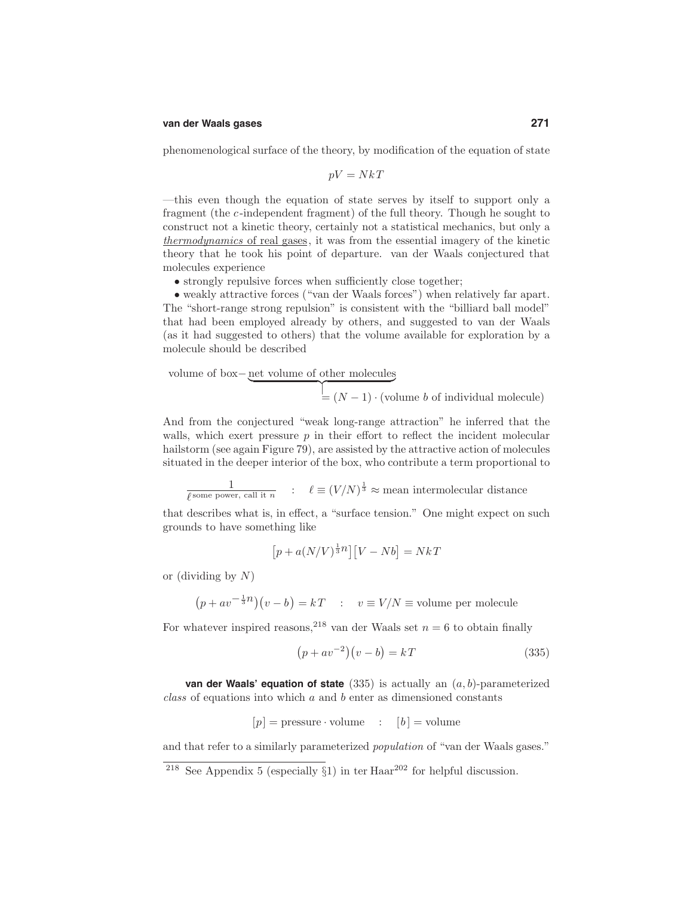phenomenological surface of the theory, by modification of the equation of state

$$pV = NkT$$

—this even though the equation of state serves by itself to support only a fragment (the $c$-independent fragment) of the full theory. Though he sought to construct not a kinetic theory, certainly not a statistical mechanics, but only a <u>*thermodynamics* of real gases</u>, it was from the essential imagery of the kinetic theory that he took his point of departure. van der Waals conjectured that molecules experience

• strongly repulsive forces when sufficiently close together;

• weakly attractive forces ("van der Waals forces") when relatively far apart.

The "short-range strong repulsion" is consistent with the "billiard ball model" that had been employed already by others, and suggested to van der Waals (as it had suggested to others) that the volume available for exploration by a molecule should be described

$$\text{volume of box} - \underbrace{\text{net volume of other molecules}}_{=\,(N-1)\cdot(\text{volume } b \text{ of individual molecule})}$$

And from the conjectured "weak long-range attraction" he inferred that the walls, which exert pressure $p$ in their effort to reflect the incident molecular hailstorm (see again Figure 79), are assisted by the attractive action of molecules situated in the deeper interior of the box, who contribute a term proportional to

$$\frac{1}{\ell^{\text{some power, call it } n}} \quad : \quad \ell \equiv (V/N)^{\frac{1}{3}} \approx \text{mean intermolecular distance}$$

that describes what is, in effect, a "surface tension." One might expect on such grounds to have something like

$$\big[p + a(N/V)^{\frac{1}{3}n}\big]\big[V - Nb\big] = NkT$$

or (dividing by $N$)

$$\big(p + av^{-\frac{1}{3}n}\big)\big(v - b\big) = kT \quad : \quad v \equiv V/N \equiv \text{volume per molecule}$$

For whatever inspired reasons,[218] van der Waals set $n = 6$ to obtain finally

$$\big(p + av^{-2}\big)\big(v - b\big) = kT \tag{335}$$

**van der Waals' equation of state** (335) is actually an $(a, b)$-parameterized *class* of equations into which $a$ and $b$ enter as dimensioned constants

$$[p] = \text{pressure} \cdot \text{volume} \quad : \quad [b] = \text{volume}$$

and that refer to a similarly parameterized *population* of "van der Waals gases."

---

[218] See Appendix 5 (especially §1) in ter Haar[202] for helpful discussion.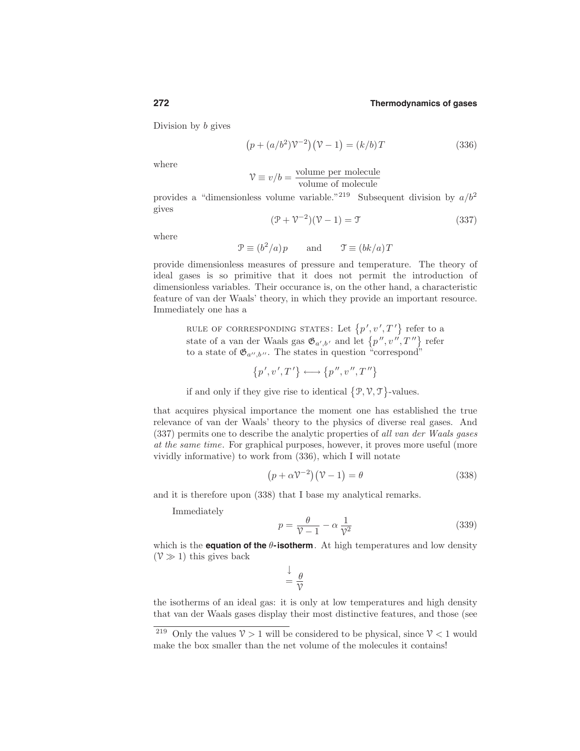Division by $b$ gives

$$\big(p + (a/b^2)\mathcal{V}^{-2}\big)\big(\mathcal{V} - 1\big) = (k/b)T \tag{336}$$

where

$$\mathcal{V} \equiv v/b = \frac{\text{volume per molecule}}{\text{volume of molecule}}$$

provides a "dimensionless volume variable."[219] Subsequent division by $a/b^2$ gives

$$(\mathcal{P} + \mathcal{V}^{-2})(\mathcal{V} - 1) = \mathcal{T} \tag{337}$$

where

$$\mathcal{P} \equiv (b^2/a)\,p \qquad \text{and} \qquad \mathcal{T} \equiv (bk/a)T$$

provide dimensionless measures of pressure and temperature. The theory of ideal gases is so primitive that it does not permit the introduction of dimensionless variables. Their occurance is, on the other hand, a characteristic feature of van der Waals' theory, in which they provide an important resource. Immediately one has a

> RULE OF CORRESPONDING STATES: Let $\{p', v', T'\}$ refer to a state of a van der Waals gas $\mathfrak{G}_{a',b'}$ and let $\{p'', v'', T''\}$ refer to a state of $\mathfrak{G}_{a'',b''}$. The states in question "correspond"
>
> $$\{p', v', T'\} \longleftrightarrow \{p'', v'', T''\}$$
>
> if and only if they give rise to identical $\{\mathcal{P}, \mathcal{V}, \mathcal{T}\}$-values.

that acquires physical importance the moment one has established the true relevance of van der Waals' theory to the physics of diverse real gases. And (337) permits one to describe the analytic properties of *all van der Waals gases at the same time*. For graphical purposes, however, it proves more useful (more vividly informative) to work from (336), which I will notate

$$\big(p + \alpha\mathcal{V}^{-2}\big)\big(\mathcal{V} - 1\big) = \theta \tag{338}$$

and it is therefore upon (338) that I base my analytical remarks.

Immediately

$$p = \frac{\theta}{\mathcal{V} - 1} - \alpha\,\frac{1}{\mathcal{V}^2} \tag{339}$$

which is the **equation of the $\theta$-isotherm**. At high temperatures and low density ($\mathcal{V} \gg 1$) this gives back

$$\downarrow \\ = \frac{\theta}{\mathcal{V}}$$

the isotherms of an ideal gas: it is only at low temperatures and high density that van der Waals gases display their most distinctive features, and those (see

[219] Only the values $\mathcal{V} > 1$ will be considered to be physical, since $\mathcal{V} < 1$ would make the box smaller than the net volume of the molecules it contains!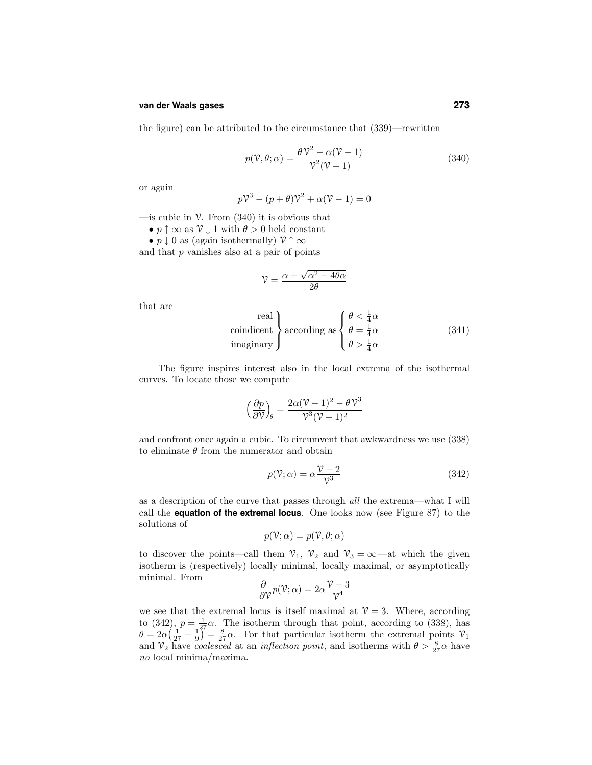the figure) can be attributed to the circumstance that (339)—rewritten

$$p(\mathcal{V},\theta;\alpha) = \frac{\theta\,\mathcal{V}^2 - \alpha(\mathcal{V}-1)}{\mathcal{V}^2(\mathcal{V}-1)} \tag{340}$$

or again

$$p\mathcal{V}^3 - (p+\theta)\mathcal{V}^2 + \alpha(\mathcal{V}-1) = 0$$

—is cubic in $\mathcal{V}$. From (340) it is obvious that

- $p \uparrow \infty$ as $\mathcal{V} \downarrow 1$ with $\theta > 0$ held constant
- $p \downarrow 0$ as (again isothermally) $\mathcal{V} \uparrow \infty$

and that $p$ vanishes also at a pair of points

$$\mathcal{V} = \frac{\alpha \pm \sqrt{\alpha^2 - 4\theta\alpha}}{2\theta}$$

that are

$$\left.\begin{matrix}\text{real}\\ \text{coindicent}\\ \text{imaginary}\end{matrix}\right\}\text{according as}\begin{cases}\theta < \frac{1}{4}\alpha\\ \theta = \frac{1}{4}\alpha\\ \theta > \frac{1}{4}\alpha\end{cases} \tag{341}$$

The figure inspires interest also in the local extrema of the isothermal curves. To locate those we compute

$$\Big(\frac{\partial p}{\partial \mathcal{V}}\Big)_\theta = \frac{2\alpha(\mathcal{V}-1)^2 - \theta\,\mathcal{V}^3}{\mathcal{V}^3(\mathcal{V}-1)^2}$$

and confront once again a cubic. To circumvent that awkwardness we use (338) to eliminate $\theta$ from the numerator and obtain

$$p(\mathcal{V};\alpha) = \alpha\frac{\mathcal{V}-2}{\mathcal{V}^3} \tag{342}$$

as a description of the curve that passes through *all* the extrema—what I will call the **equation of the extremal locus**. One looks now (see Figure 87) to the solutions of

$$p(\mathcal{V};\alpha) = p(\mathcal{V},\theta;\alpha)$$

to discover the points—call them $\mathcal{V}_1$, $\mathcal{V}_2$ and $\mathcal{V}_3 = \infty$—at which the given isotherm is (respectively) locally minimal, locally maximal, or asymptotically minimal. From

$$\frac{\partial}{\partial \mathcal{V}}p(\mathcal{V};\alpha) = 2\alpha\frac{\mathcal{V}-3}{\mathcal{V}^4}$$

we see that the extremal locus is itself maximal at $\mathcal{V} = 3$. Where, according to (342), $p = \frac{1}{27}\alpha$. The isotherm through that point, according to (338), has $\theta = 2\alpha\big(\frac{1}{27}+\frac{1}{9}\big) = \frac{8}{27}\alpha$. For that particular isotherm the extremal points $\mathcal{V}_1$ and $\mathcal{V}_2$ have *coalesced* at an *inflection point*, and isotherms with $\theta > \frac{8}{27}\alpha$ have *no* local minima/maxima.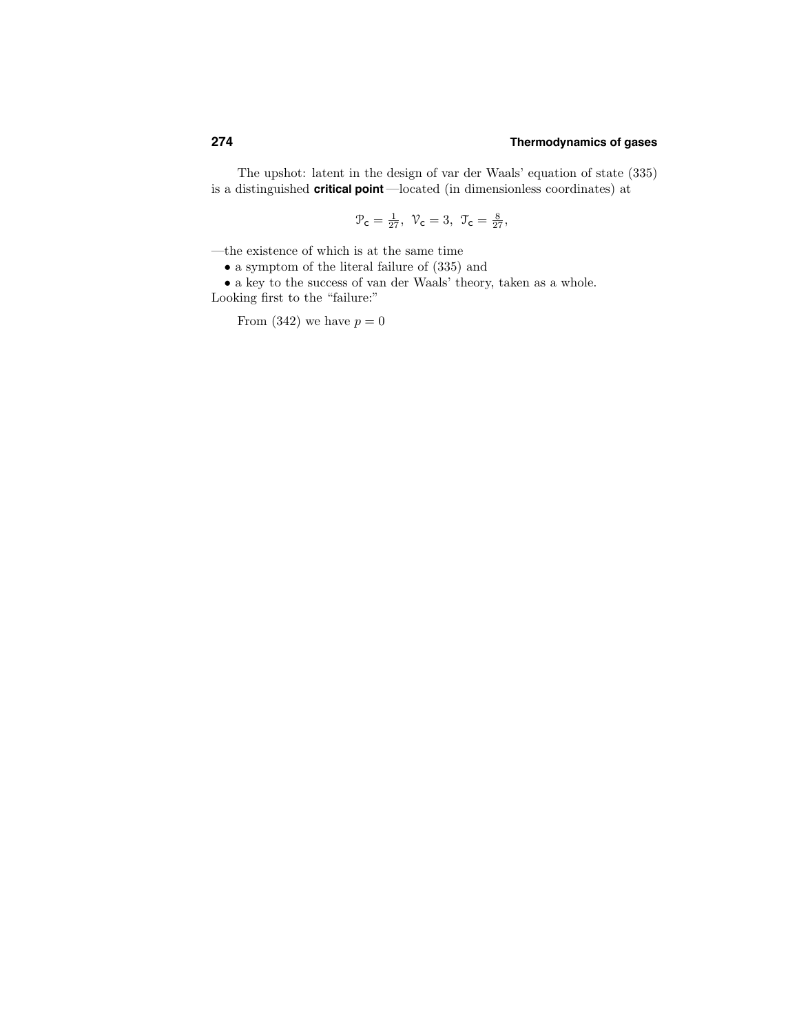The upshot: latent in the design of var der Waals' equation of state (335) is a distinguished **critical point**—located (in dimensionless coordinates) at

$$\mathcal{P}_\mathsf{c} = \tfrac{1}{27},\ \ \mathcal{V}_\mathsf{c} = 3,\ \ \mathcal{T}_\mathsf{c} = \tfrac{8}{27},$$

—the existence of which is at the same time

- a symptom of the literal failure of (335) and
- a key to the success of van der Waals' theory, taken as a whole.

Looking first to the "failure:"

From (342) we have $p = 0$